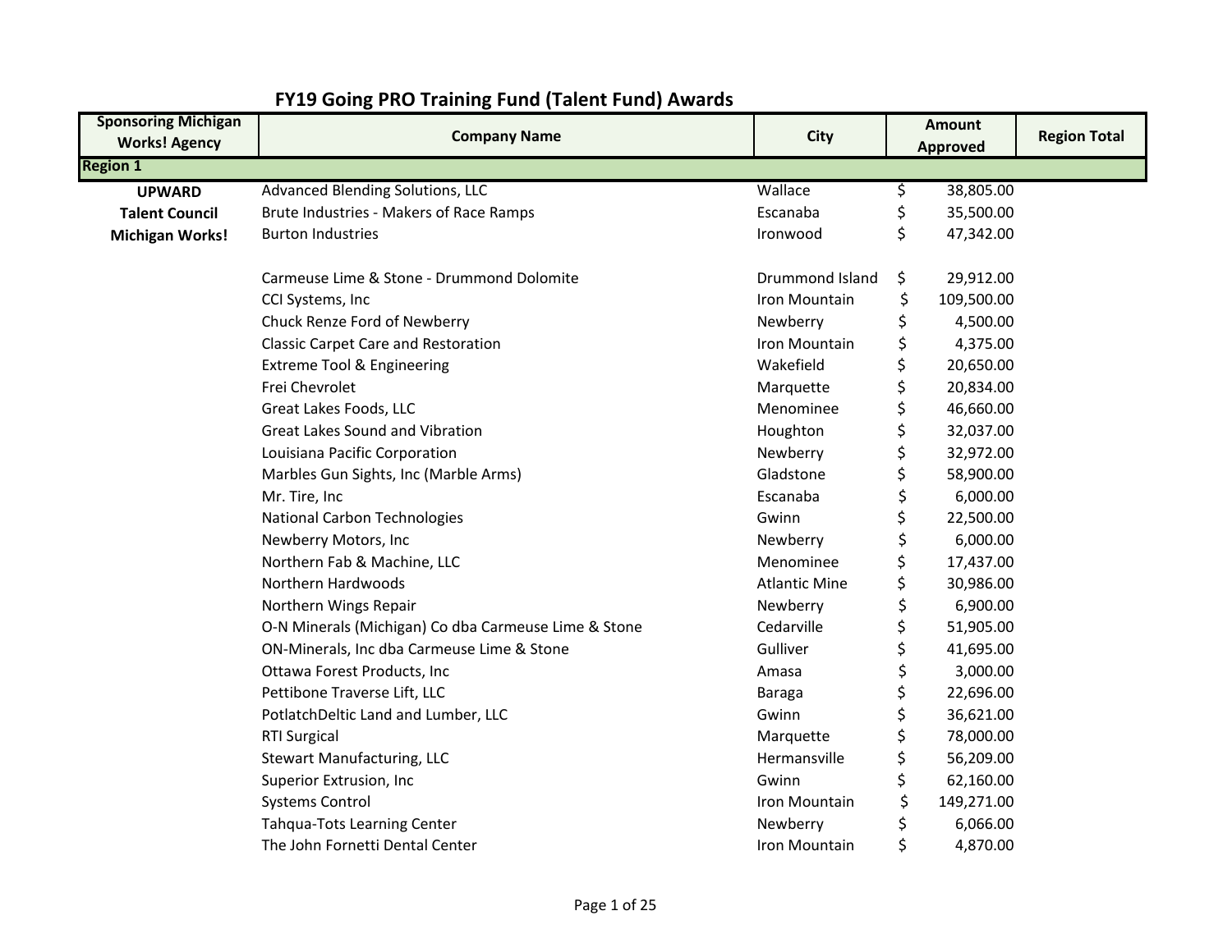# FY19 Going PRO Training Fund (Talent Fund) Awards

| Sponsoring Michigan Works! Agency | Company Name | City | Amount Approved | Region Total |
|---|---|---|---|---|
| **Region 1** | | | | |
| **UPWARD Talent Council Michigan Works!** | Advanced Blending Solutions, LLC | Wallace | $ 38,805.00 | |
| | Brute Industries - Makers of Race Ramps | Escanaba | $ 35,500.00 | |
| | Burton Industries | Ironwood | $ 47,342.00 | |
| | Carmeuse Lime & Stone - Drummond Dolomite | Drummond Island | $ 29,912.00 | |
| | CCI Systems, Inc | Iron Mountain | $ 109,500.00 | |
| | Chuck Renze Ford of Newberry | Newberry | $ 4,500.00 | |
| | Classic Carpet Care and Restoration | Iron Mountain | $ 4,375.00 | |
| | Extreme Tool & Engineering | Wakefield | $ 20,650.00 | |
| | Frei Chevrolet | Marquette | $ 20,834.00 | |
| | Great Lakes Foods, LLC | Menominee | $ 46,660.00 | |
| | Great Lakes Sound and Vibration | Houghton | $ 32,037.00 | |
| | Louisiana Pacific Corporation | Newberry | $ 32,972.00 | |
| | Marbles Gun Sights, Inc (Marble Arms) | Gladstone | $ 58,900.00 | |
| | Mr. Tire, Inc | Escanaba | $ 6,000.00 | |
| | National Carbon Technologies | Gwinn | $ 22,500.00 | |
| | Newberry Motors, Inc | Newberry | $ 6,000.00 | |
| | Northern Fab & Machine, LLC | Menominee | $ 17,437.00 | |
| | Northern Hardwoods | Atlantic Mine | $ 30,986.00 | |
| | Northern Wings Repair | Newberry | $ 6,900.00 | |
| | O-N Minerals (Michigan) Co dba Carmeuse Lime & Stone | Cedarville | $ 51,905.00 | |
| | ON-Minerals, Inc dba Carmeuse Lime & Stone | Gulliver | $ 41,695.00 | |
| | Ottawa Forest Products, Inc | Amasa | $ 3,000.00 | |
| | Pettibone Traverse Lift, LLC | Baraga | $ 22,696.00 | |
| | PotlatchDeltic Land and Lumber, LLC | Gwinn | $ 36,621.00 | |
| | RTI Surgical | Marquette | $ 78,000.00 | |
| | Stewart Manufacturing, LLC | Hermansville | $ 56,209.00 | |
| | Superior Extrusion, Inc | Gwinn | $ 62,160.00 | |
| | Systems Control | Iron Mountain | $ 149,271.00 | |
| | Tahqua-Tots Learning Center | Newberry | $ 6,066.00 | |
| | The John Fornetti Dental Center | Iron Mountain | $ 4,870.00 | |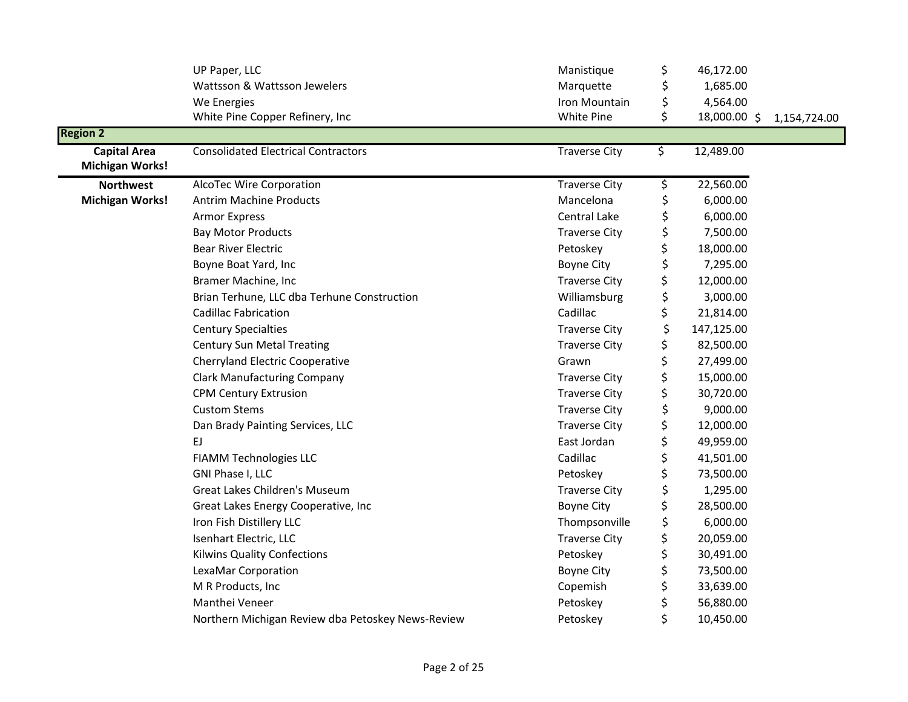| | | | | |
|---|---|---|---|---|
| | UP Paper, LLC | Manistique | $ 46,172.00 | |
| | Wattsson & Wattsson Jewelers | Marquette | $ 1,685.00 | |
| | We Energies | Iron Mountain | $ 4,564.00 | |
| | White Pine Copper Refinery, Inc | White Pine | $ 18,000.00 | $ 1,154,724.00 |
| **Region 2** | | | | |
| **Capital Area Michigan Works!** | Consolidated Electrical Contractors | Traverse City | $ 12,489.00 | |
| **Northwest Michigan Works!** | AlcoTec Wire Corporation | Traverse City | $ 22,560.00 | |
| | Antrim Machine Products | Mancelona | $ 6,000.00 | |
| | Armor Express | Central Lake | $ 6,000.00 | |
| | Bay Motor Products | Traverse City | $ 7,500.00 | |
| | Bear River Electric | Petoskey | $ 18,000.00 | |
| | Boyne Boat Yard, Inc | Boyne City | $ 7,295.00 | |
| | Bramer Machine, Inc | Traverse City | $ 12,000.00 | |
| | Brian Terhune, LLC dba Terhune Construction | Williamsburg | $ 3,000.00 | |
| | Cadillac Fabrication | Cadillac | $ 21,814.00 | |
| | Century Specialties | Traverse City | $ 147,125.00 | |
| | Century Sun Metal Treating | Traverse City | $ 82,500.00 | |
| | Cherryland Electric Cooperative | Grawn | $ 27,499.00 | |
| | Clark Manufacturing Company | Traverse City | $ 15,000.00 | |
| | CPM Century Extrusion | Traverse City | $ 30,720.00 | |
| | Custom Stems | Traverse City | $ 9,000.00 | |
| | Dan Brady Painting Services, LLC | Traverse City | $ 12,000.00 | |
| | EJ | East Jordan | $ 49,959.00 | |
| | FIAMM Technologies LLC | Cadillac | $ 41,501.00 | |
| | GNI Phase I, LLC | Petoskey | $ 73,500.00 | |
| | Great Lakes Children's Museum | Traverse City | $ 1,295.00 | |
| | Great Lakes Energy Cooperative, Inc | Boyne City | $ 28,500.00 | |
| | Iron Fish Distillery LLC | Thompsonville | $ 6,000.00 | |
| | Isenhart Electric, LLC | Traverse City | $ 20,059.00 | |
| | Kilwins Quality Confections | Petoskey | $ 30,491.00 | |
| | LexaMar Corporation | Boyne City | $ 73,500.00 | |
| | M R Products, Inc | Copemish | $ 33,639.00 | |
| | Manthei Veneer | Petoskey | $ 56,880.00 | |
| | Northern Michigan Review dba Petoskey News-Review | Petoskey | $ 10,450.00 | |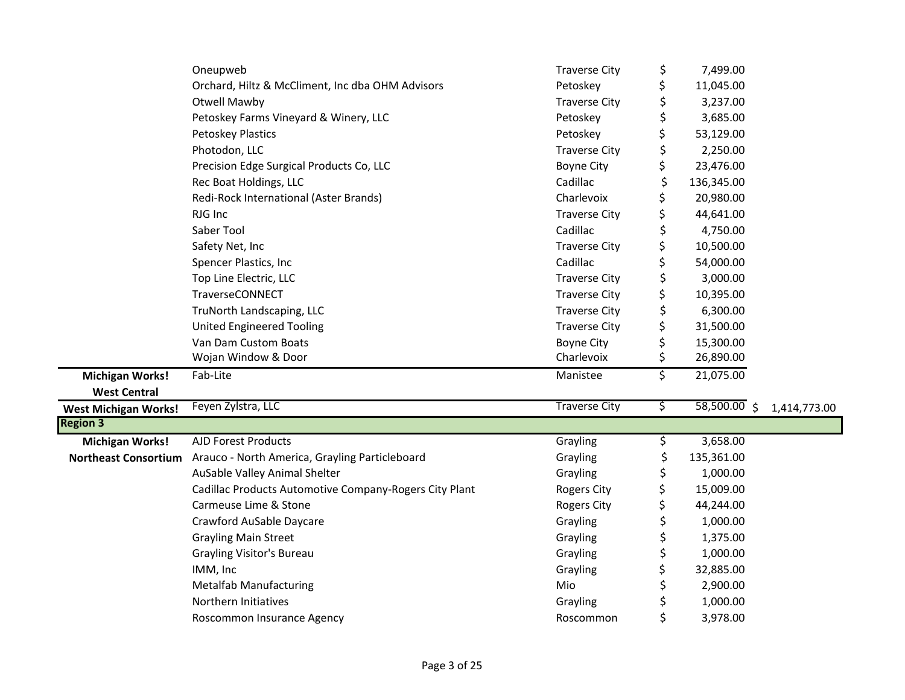| | | | | |
|---|---|---|---|---|
| | Oneupweb | Traverse City | $ 7,499.00 | |
| | Orchard, Hiltz & McCliment, Inc dba OHM Advisors | Petoskey | $ 11,045.00 | |
| | Otwell Mawby | Traverse City | $ 3,237.00 | |
| | Petoskey Farms Vineyard & Winery, LLC | Petoskey | $ 3,685.00 | |
| | Petoskey Plastics | Petoskey | $ 53,129.00 | |
| | Photodon, LLC | Traverse City | $ 2,250.00 | |
| | Precision Edge Surgical Products Co, LLC | Boyne City | $ 23,476.00 | |
| | Rec Boat Holdings, LLC | Cadillac | $ 136,345.00 | |
| | Redi-Rock International (Aster Brands) | Charlevoix | $ 20,980.00 | |
| | RJG Inc | Traverse City | $ 44,641.00 | |
| | Saber Tool | Cadillac | $ 4,750.00 | |
| | Safety Net, Inc | Traverse City | $ 10,500.00 | |
| | Spencer Plastics, Inc | Cadillac | $ 54,000.00 | |
| | Top Line Electric, LLC | Traverse City | $ 3,000.00 | |
| | TraverseCONNECT | Traverse City | $ 10,395.00 | |
| | TruNorth Landscaping, LLC | Traverse City | $ 6,300.00 | |
| | United Engineered Tooling | Traverse City | $ 31,500.00 | |
| | Van Dam Custom Boats | Boyne City | $ 15,300.00 | |
| | Wojan Window & Door | Charlevoix | $ 26,890.00 | |
| **Michigan Works! West Central** | Fab-Lite | Manistee | $ 21,075.00 | |
| **West Michigan Works!** | Feyen Zylstra, LLC | Traverse City | $ 58,500.00 | $ 1,414,773.00 |
| **Region 3** | | | | |
| **Michigan Works! Northeast Consortium** | AJD Forest Products | Grayling | $ 3,658.00 | |
| | Arauco - North America, Grayling Particleboard | Grayling | $ 135,361.00 | |
| | AuSable Valley Animal Shelter | Grayling | $ 1,000.00 | |
| | Cadillac Products Automotive Company-Rogers City Plant | Rogers City | $ 15,009.00 | |
| | Carmeuse Lime & Stone | Rogers City | $ 44,244.00 | |
| | Crawford AuSable Daycare | Grayling | $ 1,000.00 | |
| | Grayling Main Street | Grayling | $ 1,375.00 | |
| | Grayling Visitor's Bureau | Grayling | $ 1,000.00 | |
| | IMM, Inc | Grayling | $ 32,885.00 | |
| | Metalfab Manufacturing | Mio | $ 2,900.00 | |
| | Northern Initiatives | Grayling | $ 1,000.00 | |
| | Roscommon Insurance Agency | Roscommon | $ 3,978.00 | |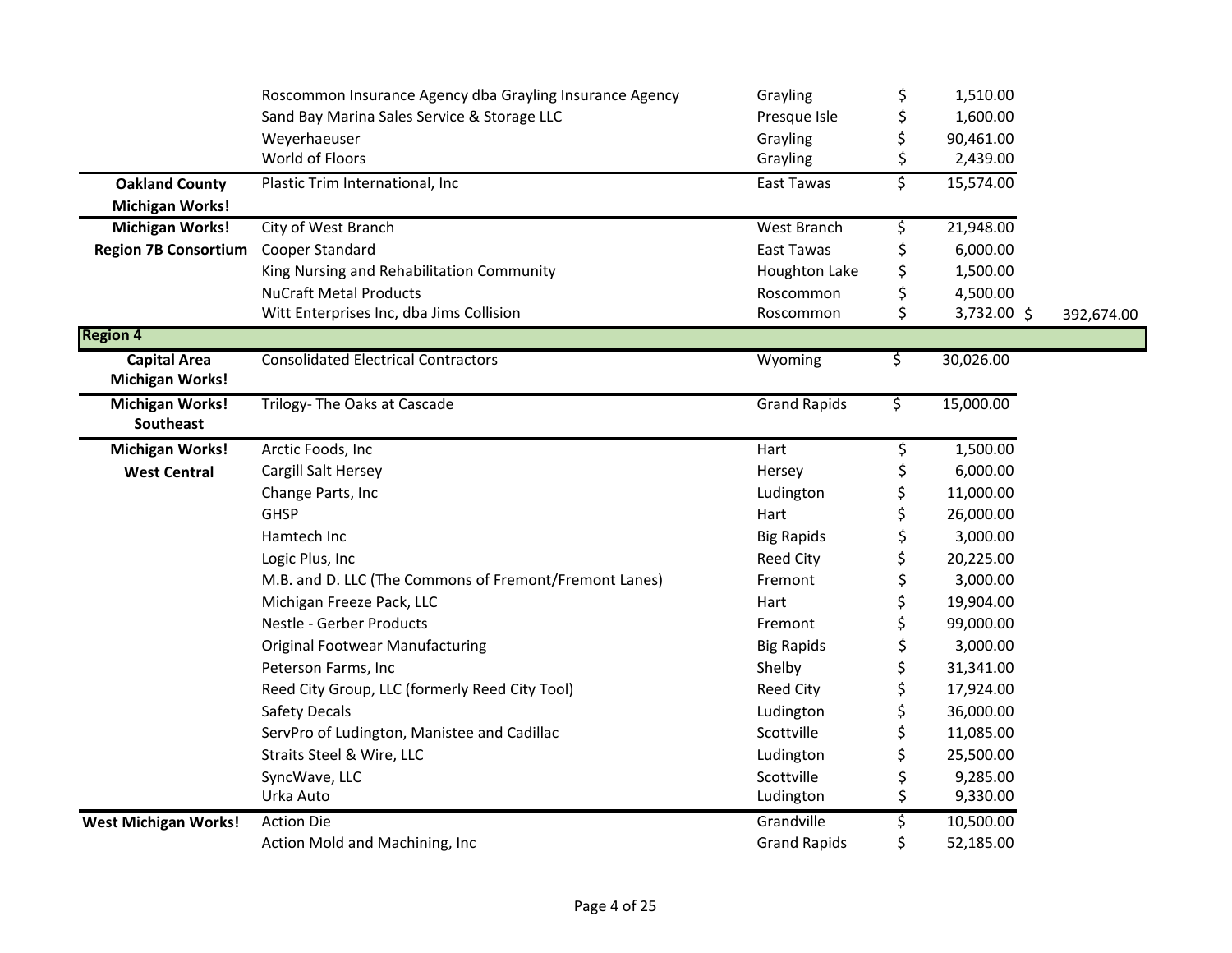| | | | | |
|---|---|---|---|---|
| | Roscommon Insurance Agency dba Grayling Insurance Agency | Grayling | $ 1,510.00 | |
| | Sand Bay Marina Sales Service & Storage LLC | Presque Isle | $ 1,600.00 | |
| | Weyerhaeuser | Grayling | $ 90,461.00 | |
| | World of Floors | Grayling | $ 2,439.00 | |
| **Oakland County Michigan Works!** | Plastic Trim International, Inc | East Tawas | $ 15,574.00 | |
| **Michigan Works! Region 7B Consortium** | City of West Branch | West Branch | $ 21,948.00 | |
| | Cooper Standard | East Tawas | $ 6,000.00 | |
| | King Nursing and Rehabilitation Community | Houghton Lake | $ 1,500.00 | |
| | NuCraft Metal Products | Roscommon | $ 4,500.00 | |
| | Witt Enterprises Inc, dba Jims Collision | Roscommon | $ 3,732.00 | $ 392,674.00 |
| **Region 4** | | | | |
| **Capital Area Michigan Works!** | Consolidated Electrical Contractors | Wyoming | $ 30,026.00 | |
| **Michigan Works! Southeast** | Trilogy- The Oaks at Cascade | Grand Rapids | $ 15,000.00 | |
| **Michigan Works! West Central** | Arctic Foods, Inc | Hart | $ 1,500.00 | |
| | Cargill Salt Hersey | Hersey | $ 6,000.00 | |
| | Change Parts, Inc | Ludington | $ 11,000.00 | |
| | GHSP | Hart | $ 26,000.00 | |
| | Hamtech Inc | Big Rapids | $ 3,000.00 | |
| | Logic Plus, Inc | Reed City | $ 20,225.00 | |
| | M.B. and D. LLC (The Commons of Fremont/Fremont Lanes) | Fremont | $ 3,000.00 | |
| | Michigan Freeze Pack, LLC | Hart | $ 19,904.00 | |
| | Nestle - Gerber Products | Fremont | $ 99,000.00 | |
| | Original Footwear Manufacturing | Big Rapids | $ 3,000.00 | |
| | Peterson Farms, Inc | Shelby | $ 31,341.00 | |
| | Reed City Group, LLC (formerly Reed City Tool) | Reed City | $ 17,924.00 | |
| | Safety Decals | Ludington | $ 36,000.00 | |
| | ServPro of Ludington, Manistee and Cadillac | Scottville | $ 11,085.00 | |
| | Straits Steel & Wire, LLC | Ludington | $ 25,500.00 | |
| | SyncWave, LLC | Scottville | $ 9,285.00 | |
| | Urka Auto | Ludington | $ 9,330.00 | |
| **West Michigan Works!** | Action Die | Grandville | $ 10,500.00 | |
| | Action Mold and Machining, Inc | Grand Rapids | $ 52,185.00 | |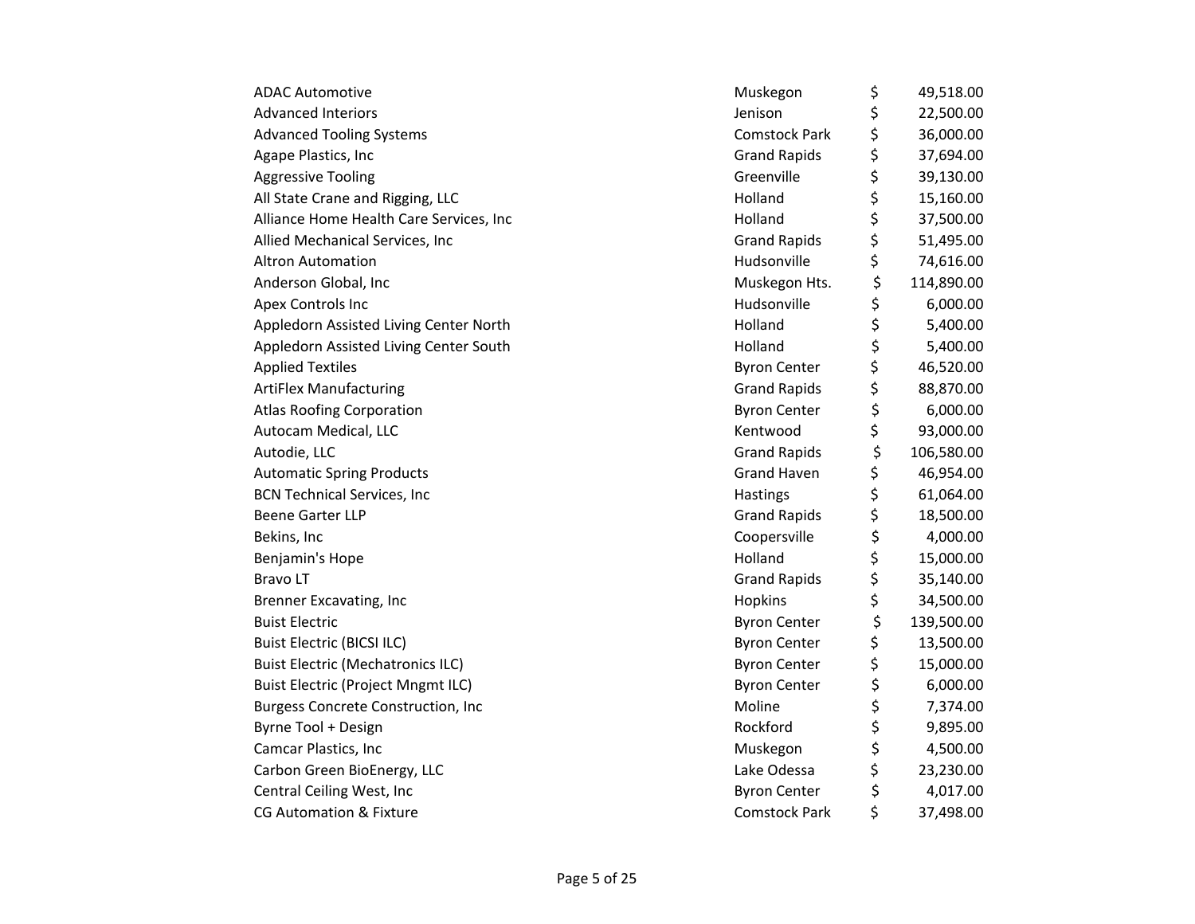| | | |
|---|---|---|
| ADAC Automotive | Muskegon | $ 49,518.00 |
| Advanced Interiors | Jenison | $ 22,500.00 |
| Advanced Tooling Systems | Comstock Park | $ 36,000.00 |
| Agape Plastics, Inc | Grand Rapids | $ 37,694.00 |
| Aggressive Tooling | Greenville | $ 39,130.00 |
| All State Crane and Rigging, LLC | Holland | $ 15,160.00 |
| Alliance Home Health Care Services, Inc | Holland | $ 37,500.00 |
| Allied Mechanical Services, Inc | Grand Rapids | $ 51,495.00 |
| Altron Automation | Hudsonville | $ 74,616.00 |
| Anderson Global, Inc | Muskegon Hts. | $ 114,890.00 |
| Apex Controls Inc | Hudsonville | $ 6,000.00 |
| Appledorn Assisted Living Center North | Holland | $ 5,400.00 |
| Appledorn Assisted Living Center South | Holland | $ 5,400.00 |
| Applied Textiles | Byron Center | $ 46,520.00 |
| ArtiFlex Manufacturing | Grand Rapids | $ 88,870.00 |
| Atlas Roofing Corporation | Byron Center | $ 6,000.00 |
| Autocam Medical, LLC | Kentwood | $ 93,000.00 |
| Autodie, LLC | Grand Rapids | $ 106,580.00 |
| Automatic Spring Products | Grand Haven | $ 46,954.00 |
| BCN Technical Services, Inc | Hastings | $ 61,064.00 |
| Beene Garter LLP | Grand Rapids | $ 18,500.00 |
| Bekins, Inc | Coopersville | $ 4,000.00 |
| Benjamin's Hope | Holland | $ 15,000.00 |
| Bravo LT | Grand Rapids | $ 35,140.00 |
| Brenner Excavating, Inc | Hopkins | $ 34,500.00 |
| Buist Electric | Byron Center | $ 139,500.00 |
| Buist Electric (BICSI ILC) | Byron Center | $ 13,500.00 |
| Buist Electric (Mechatronics ILC) | Byron Center | $ 15,000.00 |
| Buist Electric (Project Mngmt ILC) | Byron Center | $ 6,000.00 |
| Burgess Concrete Construction, Inc | Moline | $ 7,374.00 |
| Byrne Tool + Design | Rockford | $ 9,895.00 |
| Camcar Plastics, Inc | Muskegon | $ 4,500.00 |
| Carbon Green BioEnergy, LLC | Lake Odessa | $ 23,230.00 |
| Central Ceiling West, Inc | Byron Center | $ 4,017.00 |
| CG Automation & Fixture | Comstock Park | $ 37,498.00 |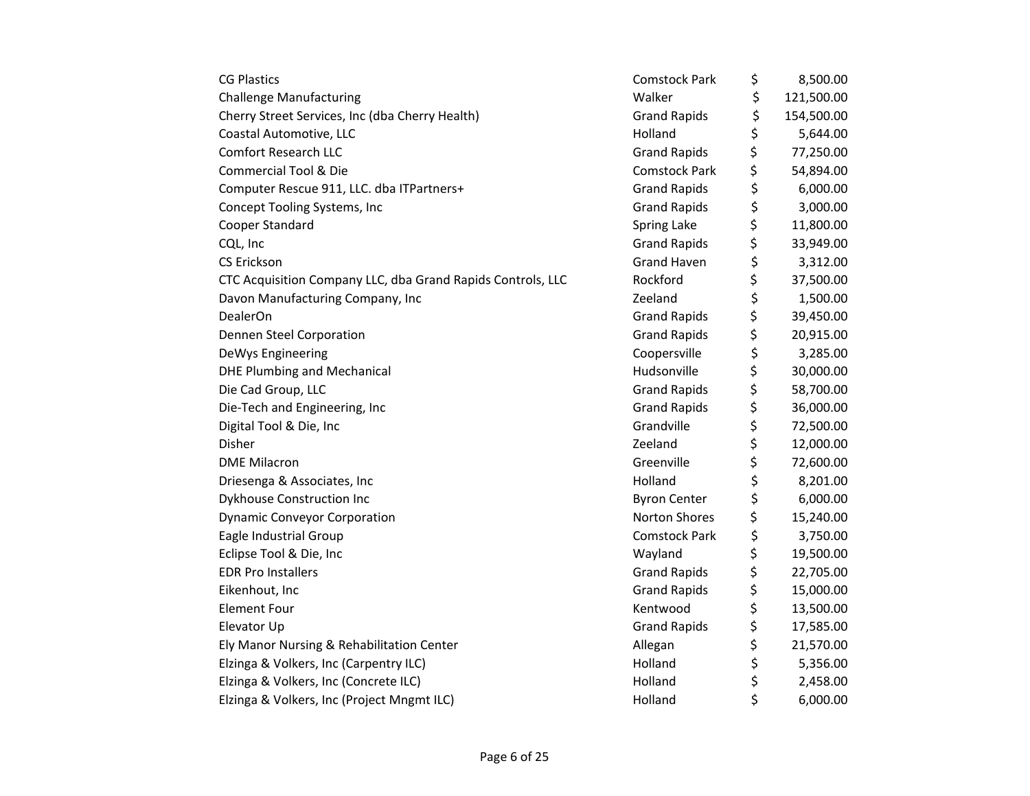| | | |
|---|---|---|
| CG Plastics | Comstock Park | $ 8,500.00 |
| Challenge Manufacturing | Walker | $ 121,500.00 |
| Cherry Street Services, Inc (dba Cherry Health) | Grand Rapids | $ 154,500.00 |
| Coastal Automotive, LLC | Holland | $ 5,644.00 |
| Comfort Research LLC | Grand Rapids | $ 77,250.00 |
| Commercial Tool & Die | Comstock Park | $ 54,894.00 |
| Computer Rescue 911, LLC. dba ITPartners+ | Grand Rapids | $ 6,000.00 |
| Concept Tooling Systems, Inc | Grand Rapids | $ 3,000.00 |
| Cooper Standard | Spring Lake | $ 11,800.00 |
| CQL, Inc | Grand Rapids | $ 33,949.00 |
| CS Erickson | Grand Haven | $ 3,312.00 |
| CTC Acquisition Company LLC, dba Grand Rapids Controls, LLC | Rockford | $ 37,500.00 |
| Davon Manufacturing Company, Inc | Zeeland | $ 1,500.00 |
| DealerOn | Grand Rapids | $ 39,450.00 |
| Dennen Steel Corporation | Grand Rapids | $ 20,915.00 |
| DeWys Engineering | Coopersville | $ 3,285.00 |
| DHE Plumbing and Mechanical | Hudsonville | $ 30,000.00 |
| Die Cad Group, LLC | Grand Rapids | $ 58,700.00 |
| Die-Tech and Engineering, Inc | Grand Rapids | $ 36,000.00 |
| Digital Tool & Die, Inc | Grandville | $ 72,500.00 |
| Disher | Zeeland | $ 12,000.00 |
| DME Milacron | Greenville | $ 72,600.00 |
| Driesenga & Associates, Inc | Holland | $ 8,201.00 |
| Dykhouse Construction Inc | Byron Center | $ 6,000.00 |
| Dynamic Conveyor Corporation | Norton Shores | $ 15,240.00 |
| Eagle Industrial Group | Comstock Park | $ 3,750.00 |
| Eclipse Tool & Die, Inc | Wayland | $ 19,500.00 |
| EDR Pro Installers | Grand Rapids | $ 22,705.00 |
| Eikenhout, Inc | Grand Rapids | $ 15,000.00 |
| Element Four | Kentwood | $ 13,500.00 |
| Elevator Up | Grand Rapids | $ 17,585.00 |
| Ely Manor Nursing & Rehabilitation Center | Allegan | $ 21,570.00 |
| Elzinga & Volkers, Inc (Carpentry ILC) | Holland | $ 5,356.00 |
| Elzinga & Volkers, Inc (Concrete ILC) | Holland | $ 2,458.00 |
| Elzinga & Volkers, Inc (Project Mngmt ILC) | Holland | $ 6,000.00 |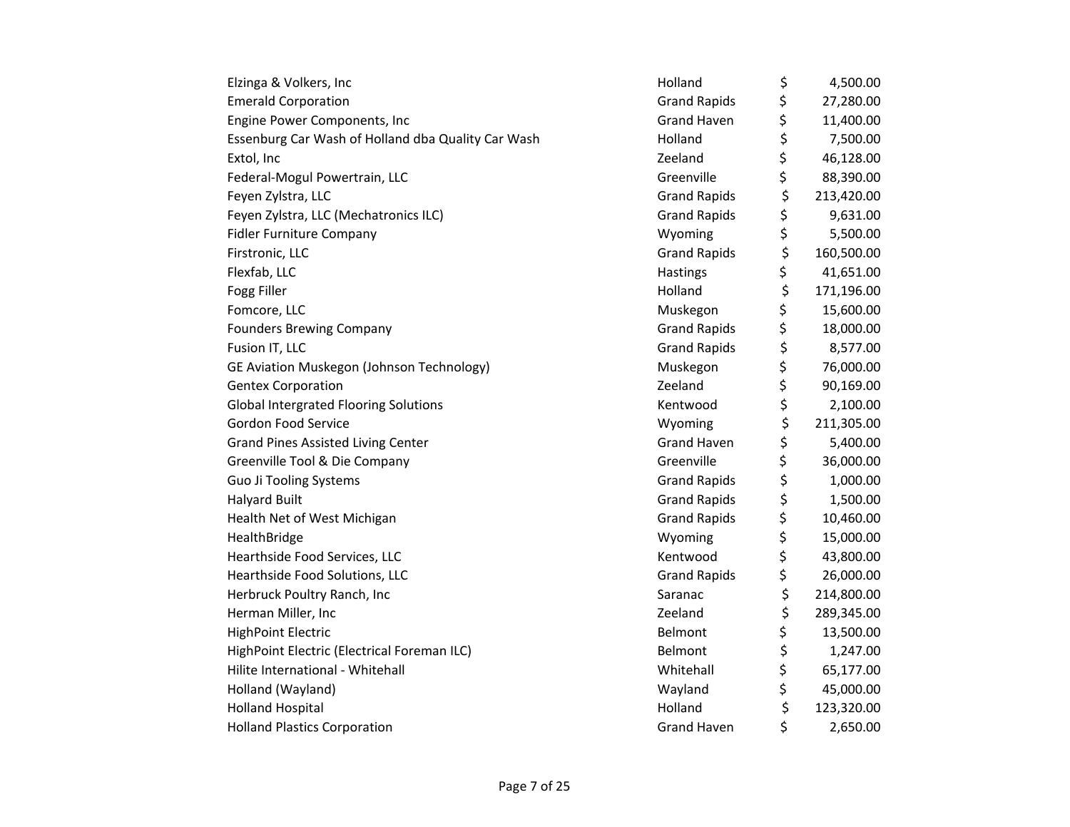| | | |
|---|---|---|
| Elzinga & Volkers, Inc | Holland | $ 4,500.00 |
| Emerald Corporation | Grand Rapids | $ 27,280.00 |
| Engine Power Components, Inc | Grand Haven | $ 11,400.00 |
| Essenburg Car Wash of Holland dba Quality Car Wash | Holland | $ 7,500.00 |
| Extol, Inc | Zeeland | $ 46,128.00 |
| Federal-Mogul Powertrain, LLC | Greenville | $ 88,390.00 |
| Feyen Zylstra, LLC | Grand Rapids | $ 213,420.00 |
| Feyen Zylstra, LLC (Mechatronics ILC) | Grand Rapids | $ 9,631.00 |
| Fidler Furniture Company | Wyoming | $ 5,500.00 |
| Firstronic, LLC | Grand Rapids | $ 160,500.00 |
| Flexfab, LLC | Hastings | $ 41,651.00 |
| Fogg Filler | Holland | $ 171,196.00 |
| Fomcore, LLC | Muskegon | $ 15,600.00 |
| Founders Brewing Company | Grand Rapids | $ 18,000.00 |
| Fusion IT, LLC | Grand Rapids | $ 8,577.00 |
| GE Aviation Muskegon (Johnson Technology) | Muskegon | $ 76,000.00 |
| Gentex Corporation | Zeeland | $ 90,169.00 |
| Global Intergrated Flooring Solutions | Kentwood | $ 2,100.00 |
| Gordon Food Service | Wyoming | $ 211,305.00 |
| Grand Pines Assisted Living Center | Grand Haven | $ 5,400.00 |
| Greenville Tool & Die Company | Greenville | $ 36,000.00 |
| Guo Ji Tooling Systems | Grand Rapids | $ 1,000.00 |
| Halyard Built | Grand Rapids | $ 1,500.00 |
| Health Net of West Michigan | Grand Rapids | $ 10,460.00 |
| HealthBridge | Wyoming | $ 15,000.00 |
| Hearthside Food Services, LLC | Kentwood | $ 43,800.00 |
| Hearthside Food Solutions, LLC | Grand Rapids | $ 26,000.00 |
| Herbruck Poultry Ranch, Inc | Saranac | $ 214,800.00 |
| Herman Miller, Inc | Zeeland | $ 289,345.00 |
| HighPoint Electric | Belmont | $ 13,500.00 |
| HighPoint Electric (Electrical Foreman ILC) | Belmont | $ 1,247.00 |
| Hilite International - Whitehall | Whitehall | $ 65,177.00 |
| Holland (Wayland) | Wayland | $ 45,000.00 |
| Holland Hospital | Holland | $ 123,320.00 |
| Holland Plastics Corporation | Grand Haven | $ 2,650.00 |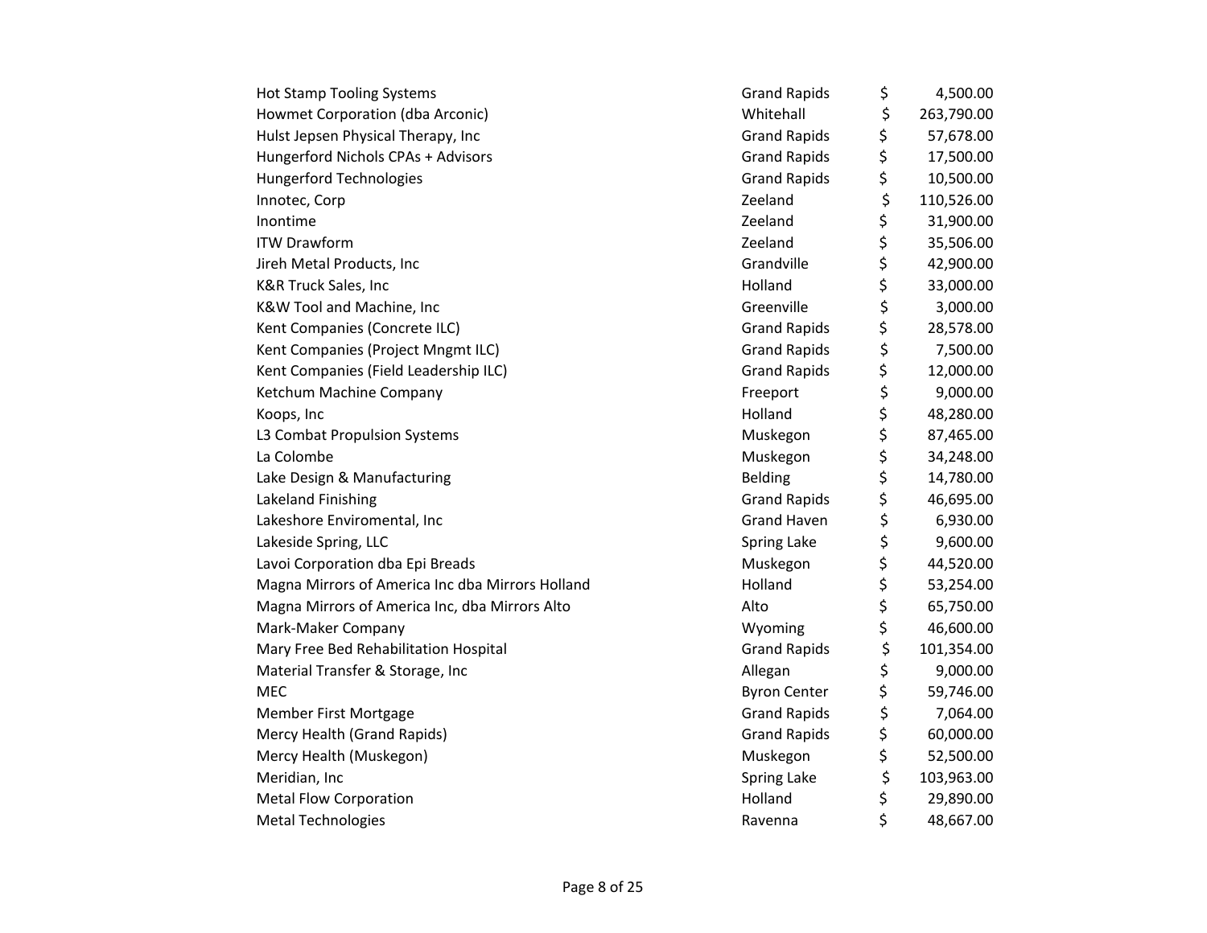| | | |
|---|---|---|
| Hot Stamp Tooling Systems | Grand Rapids | $ 4,500.00 |
| Howmet Corporation (dba Arconic) | Whitehall | $ 263,790.00 |
| Hulst Jepsen Physical Therapy, Inc | Grand Rapids | $ 57,678.00 |
| Hungerford Nichols CPAs + Advisors | Grand Rapids | $ 17,500.00 |
| Hungerford Technologies | Grand Rapids | $ 10,500.00 |
| Innotec, Corp | Zeeland | $ 110,526.00 |
| Inontime | Zeeland | $ 31,900.00 |
| ITW Drawform | Zeeland | $ 35,506.00 |
| Jireh Metal Products, Inc | Grandville | $ 42,900.00 |
| K&R Truck Sales, Inc | Holland | $ 33,000.00 |
| K&W Tool and Machine, Inc | Greenville | $ 3,000.00 |
| Kent Companies (Concrete ILC) | Grand Rapids | $ 28,578.00 |
| Kent Companies (Project Mngmt ILC) | Grand Rapids | $ 7,500.00 |
| Kent Companies (Field Leadership ILC) | Grand Rapids | $ 12,000.00 |
| Ketchum Machine Company | Freeport | $ 9,000.00 |
| Koops, Inc | Holland | $ 48,280.00 |
| L3 Combat Propulsion Systems | Muskegon | $ 87,465.00 |
| La Colombe | Muskegon | $ 34,248.00 |
| Lake Design & Manufacturing | Belding | $ 14,780.00 |
| Lakeland Finishing | Grand Rapids | $ 46,695.00 |
| Lakeshore Enviromental, Inc | Grand Haven | $ 6,930.00 |
| Lakeside Spring, LLC | Spring Lake | $ 9,600.00 |
| Lavoi Corporation dba Epi Breads | Muskegon | $ 44,520.00 |
| Magna Mirrors of America Inc dba Mirrors Holland | Holland | $ 53,254.00 |
| Magna Mirrors of America Inc, dba Mirrors Alto | Alto | $ 65,750.00 |
| Mark-Maker Company | Wyoming | $ 46,600.00 |
| Mary Free Bed Rehabilitation Hospital | Grand Rapids | $ 101,354.00 |
| Material Transfer & Storage, Inc | Allegan | $ 9,000.00 |
| MEC | Byron Center | $ 59,746.00 |
| Member First Mortgage | Grand Rapids | $ 7,064.00 |
| Mercy Health (Grand Rapids) | Grand Rapids | $ 60,000.00 |
| Mercy Health (Muskegon) | Muskegon | $ 52,500.00 |
| Meridian, Inc | Spring Lake | $ 103,963.00 |
| Metal Flow Corporation | Holland | $ 29,890.00 |
| Metal Technologies | Ravenna | $ 48,667.00 |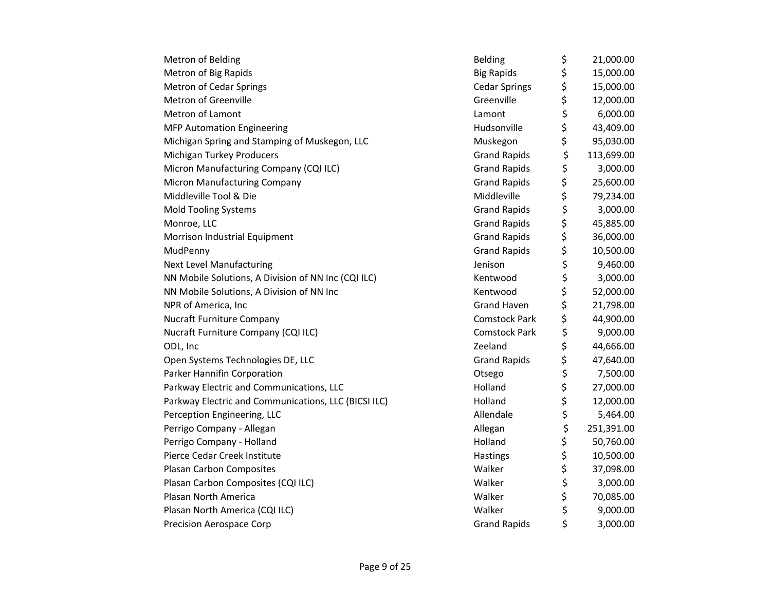| | | |
|---|---|---|
| Metron of Belding | Belding | $ 21,000.00 |
| Metron of Big Rapids | Big Rapids | $ 15,000.00 |
| Metron of Cedar Springs | Cedar Springs | $ 15,000.00 |
| Metron of Greenville | Greenville | $ 12,000.00 |
| Metron of Lamont | Lamont | $ 6,000.00 |
| MFP Automation Engineering | Hudsonville | $ 43,409.00 |
| Michigan Spring and Stamping of Muskegon, LLC | Muskegon | $ 95,030.00 |
| Michigan Turkey Producers | Grand Rapids | $ 113,699.00 |
| Micron Manufacturing Company (CQI ILC) | Grand Rapids | $ 3,000.00 |
| Micron Manufacturing Company | Grand Rapids | $ 25,600.00 |
| Middleville Tool & Die | Middleville | $ 79,234.00 |
| Mold Tooling Systems | Grand Rapids | $ 3,000.00 |
| Monroe, LLC | Grand Rapids | $ 45,885.00 |
| Morrison Industrial Equipment | Grand Rapids | $ 36,000.00 |
| MudPenny | Grand Rapids | $ 10,500.00 |
| Next Level Manufacturing | Jenison | $ 9,460.00 |
| NN Mobile Solutions, A Division of NN Inc (CQI ILC) | Kentwood | $ 3,000.00 |
| NN Mobile Solutions, A Division of NN Inc | Kentwood | $ 52,000.00 |
| NPR of America, Inc | Grand Haven | $ 21,798.00 |
| Nucraft Furniture Company | Comstock Park | $ 44,900.00 |
| Nucraft Furniture Company (CQI ILC) | Comstock Park | $ 9,000.00 |
| ODL, Inc | Zeeland | $ 44,666.00 |
| Open Systems Technologies DE, LLC | Grand Rapids | $ 47,640.00 |
| Parker Hannifin Corporation | Otsego | $ 7,500.00 |
| Parkway Electric and Communications, LLC | Holland | $ 27,000.00 |
| Parkway Electric and Communications, LLC (BICSI ILC) | Holland | $ 12,000.00 |
| Perception Engineering, LLC | Allendale | $ 5,464.00 |
| Perrigo Company - Allegan | Allegan | $ 251,391.00 |
| Perrigo Company - Holland | Holland | $ 50,760.00 |
| Pierce Cedar Creek Institute | Hastings | $ 10,500.00 |
| Plasan Carbon Composites | Walker | $ 37,098.00 |
| Plasan Carbon Composites (CQI ILC) | Walker | $ 3,000.00 |
| Plasan North America | Walker | $ 70,085.00 |
| Plasan North America (CQI ILC) | Walker | $ 9,000.00 |
| Precision Aerospace Corp | Grand Rapids | $ 3,000.00 |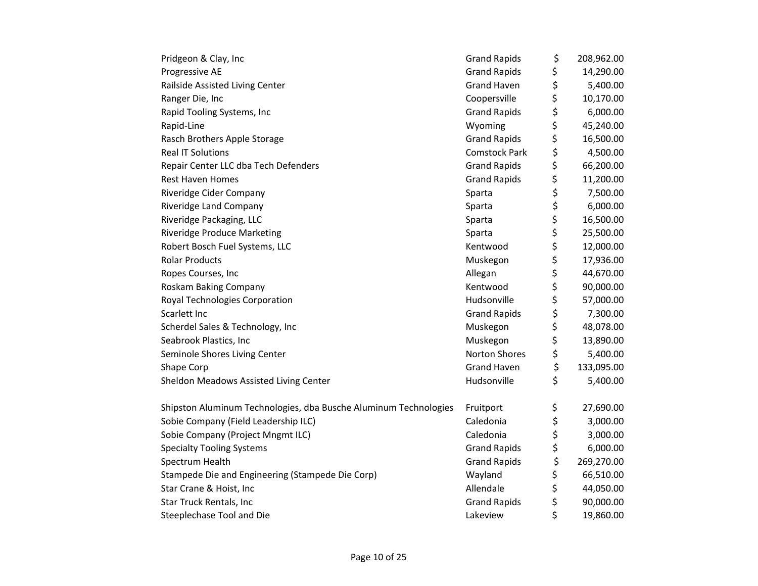| | | |
|---|---|---|
| Pridgeon & Clay, Inc | Grand Rapids | $ 208,962.00 |
| Progressive AE | Grand Rapids | $ 14,290.00 |
| Railside Assisted Living Center | Grand Haven | $ 5,400.00 |
| Ranger Die, Inc | Coopersville | $ 10,170.00 |
| Rapid Tooling Systems, Inc | Grand Rapids | $ 6,000.00 |
| Rapid-Line | Wyoming | $ 45,240.00 |
| Rasch Brothers Apple Storage | Grand Rapids | $ 16,500.00 |
| Real IT Solutions | Comstock Park | $ 4,500.00 |
| Repair Center LLC dba Tech Defenders | Grand Rapids | $ 66,200.00 |
| Rest Haven Homes | Grand Rapids | $ 11,200.00 |
| Riveridge Cider Company | Sparta | $ 7,500.00 |
| Riveridge Land Company | Sparta | $ 6,000.00 |
| Riveridge Packaging, LLC | Sparta | $ 16,500.00 |
| Riveridge Produce Marketing | Sparta | $ 25,500.00 |
| Robert Bosch Fuel Systems, LLC | Kentwood | $ 12,000.00 |
| Rolar Products | Muskegon | $ 17,936.00 |
| Ropes Courses, Inc | Allegan | $ 44,670.00 |
| Roskam Baking Company | Kentwood | $ 90,000.00 |
| Royal Technologies Corporation | Hudsonville | $ 57,000.00 |
| Scarlett Inc | Grand Rapids | $ 7,300.00 |
| Scherdel Sales & Technology, Inc | Muskegon | $ 48,078.00 |
| Seabrook Plastics, Inc | Muskegon | $ 13,890.00 |
| Seminole Shores Living Center | Norton Shores | $ 5,400.00 |
| Shape Corp | Grand Haven | $ 133,095.00 |
| Sheldon Meadows Assisted Living Center | Hudsonville | $ 5,400.00 |
| Shipston Aluminum Technologies, dba Busche Aluminum Technologies | Fruitport | $ 27,690.00 |
| Sobie Company (Field Leadership ILC) | Caledonia | $ 3,000.00 |
| Sobie Company (Project Mngmt ILC) | Caledonia | $ 3,000.00 |
| Specialty Tooling Systems | Grand Rapids | $ 6,000.00 |
| Spectrum Health | Grand Rapids | $ 269,270.00 |
| Stampede Die and Engineering (Stampede Die Corp) | Wayland | $ 66,510.00 |
| Star Crane & Hoist, Inc | Allendale | $ 44,050.00 |
| Star Truck Rentals, Inc | Grand Rapids | $ 90,000.00 |
| Steeplechase Tool and Die | Lakeview | $ 19,860.00 |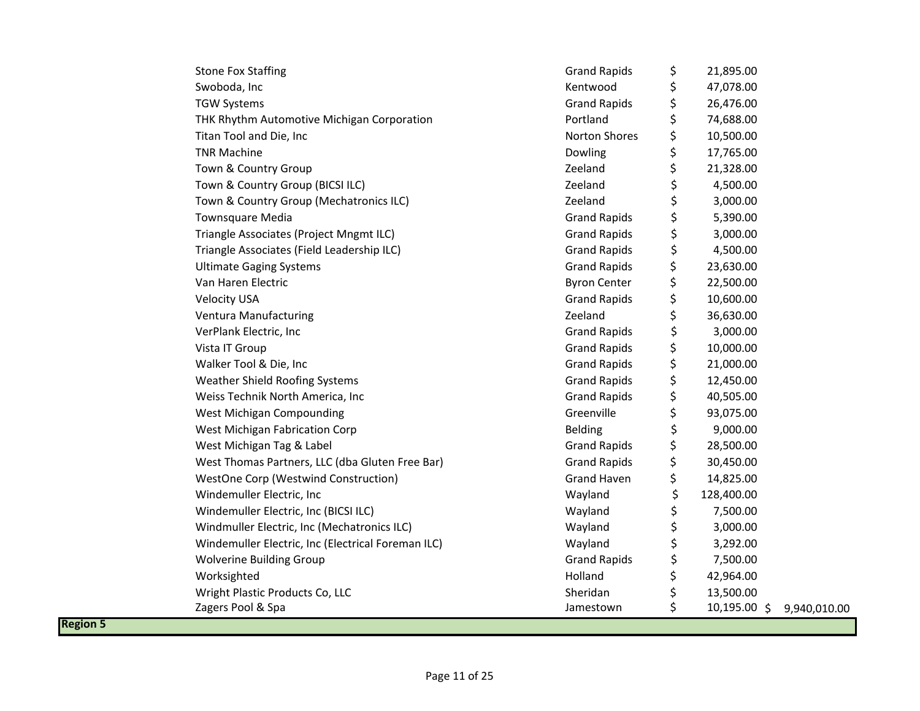| Company | City | Amount | Total |
|---|---|---|---|
| Stone Fox Staffing | Grand Rapids | $ 21,895.00 | |
| Swoboda, Inc | Kentwood | $ 47,078.00 | |
| TGW Systems | Grand Rapids | $ 26,476.00 | |
| THK Rhythm Automotive Michigan Corporation | Portland | $ 74,688.00 | |
| Titan Tool and Die, Inc | Norton Shores | $ 10,500.00 | |
| TNR Machine | Dowling | $ 17,765.00 | |
| Town & Country Group | Zeeland | $ 21,328.00 | |
| Town & Country Group (BICSI ILC) | Zeeland | $ 4,500.00 | |
| Town & Country Group (Mechatronics ILC) | Zeeland | $ 3,000.00 | |
| Townsquare Media | Grand Rapids | $ 5,390.00 | |
| Triangle Associates (Project Mngmt ILC) | Grand Rapids | $ 3,000.00 | |
| Triangle Associates (Field Leadership ILC) | Grand Rapids | $ 4,500.00 | |
| Ultimate Gaging Systems | Grand Rapids | $ 23,630.00 | |
| Van Haren Electric | Byron Center | $ 22,500.00 | |
| Velocity USA | Grand Rapids | $ 10,600.00 | |
| Ventura Manufacturing | Zeeland | $ 36,630.00 | |
| VerPlank Electric, Inc | Grand Rapids | $ 3,000.00 | |
| Vista IT Group | Grand Rapids | $ 10,000.00 | |
| Walker Tool & Die, Inc | Grand Rapids | $ 21,000.00 | |
| Weather Shield Roofing Systems | Grand Rapids | $ 12,450.00 | |
| Weiss Technik North America, Inc | Grand Rapids | $ 40,505.00 | |
| West Michigan Compounding | Greenville | $ 93,075.00 | |
| West Michigan Fabrication Corp | Belding | $ 9,000.00 | |
| West Michigan Tag & Label | Grand Rapids | $ 28,500.00 | |
| West Thomas Partners, LLC (dba Gluten Free Bar) | Grand Rapids | $ 30,450.00 | |
| WestOne Corp (Westwind Construction) | Grand Haven | $ 14,825.00 | |
| Windemuller Electric, Inc | Wayland | $ 128,400.00 | |
| Windemuller Electric, Inc (BICSI ILC) | Wayland | $ 7,500.00 | |
| Windmuller Electric, Inc (Mechatronics ILC) | Wayland | $ 3,000.00 | |
| Windemuller Electric, Inc (Electrical Foreman ILC) | Wayland | $ 3,292.00 | |
| Wolverine Building Group | Grand Rapids | $ 7,500.00 | |
| Worksighted | Holland | $ 42,964.00 | |
| Wright Plastic Products Co, LLC | Sheridan | $ 13,500.00 | |
| Zagers Pool & Spa | Jamestown | $ 10,195.00 | $ 9,940,010.00 |

**Region 5**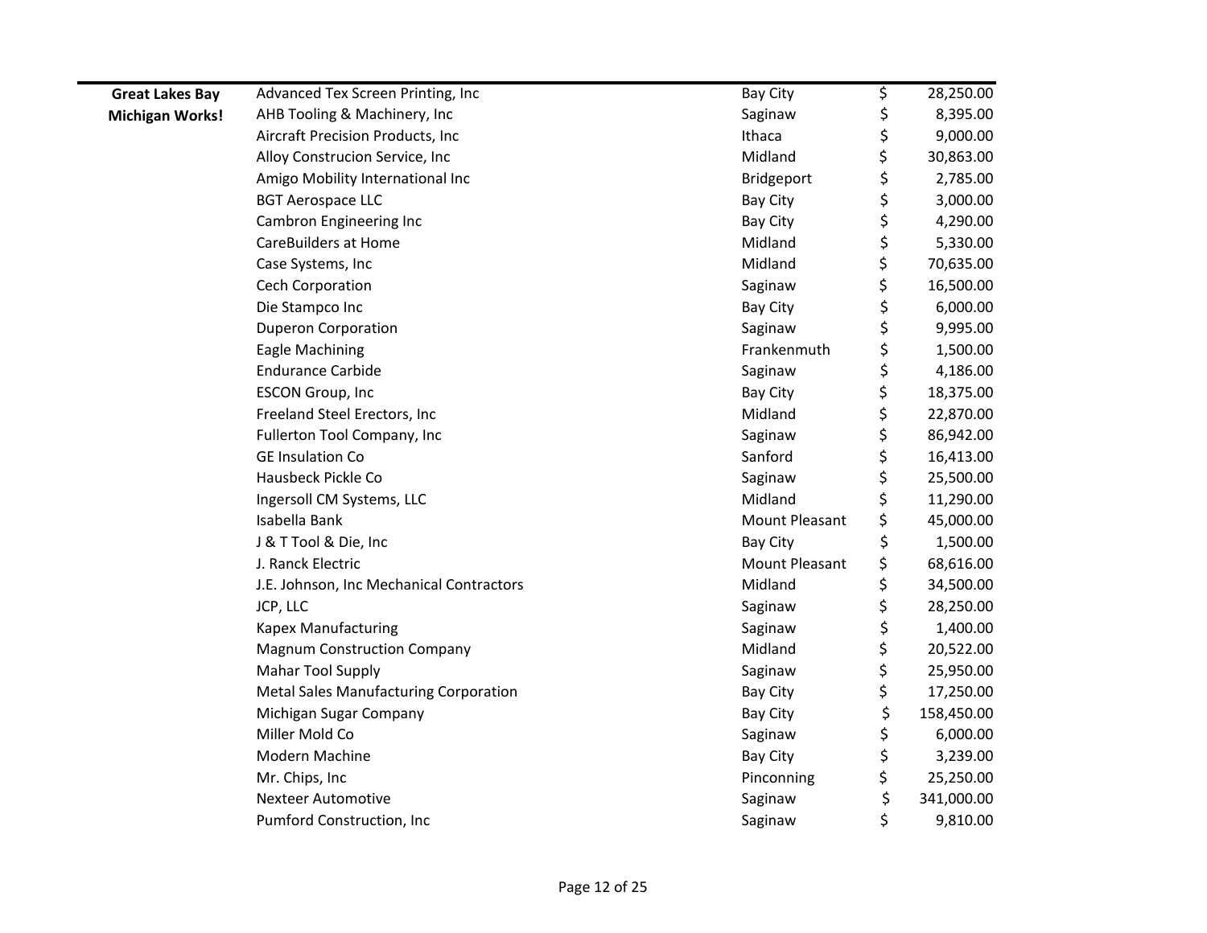| | | | |
|---|---|---|---|
| **Great Lakes Bay Michigan Works!** | Advanced Tex Screen Printing, Inc | Bay City | $ 28,250.00 |
| | AHB Tooling & Machinery, Inc | Saginaw | $ 8,395.00 |
| | Aircraft Precision Products, Inc | Ithaca | $ 9,000.00 |
| | Alloy Construcion Service, Inc | Midland | $ 30,863.00 |
| | Amigo Mobility International Inc | Bridgeport | $ 2,785.00 |
| | BGT Aerospace LLC | Bay City | $ 3,000.00 |
| | Cambron Engineering Inc | Bay City | $ 4,290.00 |
| | CareBuilders at Home | Midland | $ 5,330.00 |
| | Case Systems, Inc | Midland | $ 70,635.00 |
| | Cech Corporation | Saginaw | $ 16,500.00 |
| | Die Stampco Inc | Bay City | $ 6,000.00 |
| | Duperon Corporation | Saginaw | $ 9,995.00 |
| | Eagle Machining | Frankenmuth | $ 1,500.00 |
| | Endurance Carbide | Saginaw | $ 4,186.00 |
| | ESCON Group, Inc | Bay City | $ 18,375.00 |
| | Freeland Steel Erectors, Inc | Midland | $ 22,870.00 |
| | Fullerton Tool Company, Inc | Saginaw | $ 86,942.00 |
| | GE Insulation Co | Sanford | $ 16,413.00 |
| | Hausbeck Pickle Co | Saginaw | $ 25,500.00 |
| | Ingersoll CM Systems, LLC | Midland | $ 11,290.00 |
| | Isabella Bank | Mount Pleasant | $ 45,000.00 |
| | J & T Tool & Die, Inc | Bay City | $ 1,500.00 |
| | J. Ranck Electric | Mount Pleasant | $ 68,616.00 |
| | J.E. Johnson, Inc Mechanical Contractors | Midland | $ 34,500.00 |
| | JCP, LLC | Saginaw | $ 28,250.00 |
| | Kapex Manufacturing | Saginaw | $ 1,400.00 |
| | Magnum Construction Company | Midland | $ 20,522.00 |
| | Mahar Tool Supply | Saginaw | $ 25,950.00 |
| | Metal Sales Manufacturing Corporation | Bay City | $ 17,250.00 |
| | Michigan Sugar Company | Bay City | $ 158,450.00 |
| | Miller Mold Co | Saginaw | $ 6,000.00 |
| | Modern Machine | Bay City | $ 3,239.00 |
| | Mr. Chips, Inc | Pinconning | $ 25,250.00 |
| | Nexteer Automotive | Saginaw | $ 341,000.00 |
| | Pumford Construction, Inc | Saginaw | $ 9,810.00 |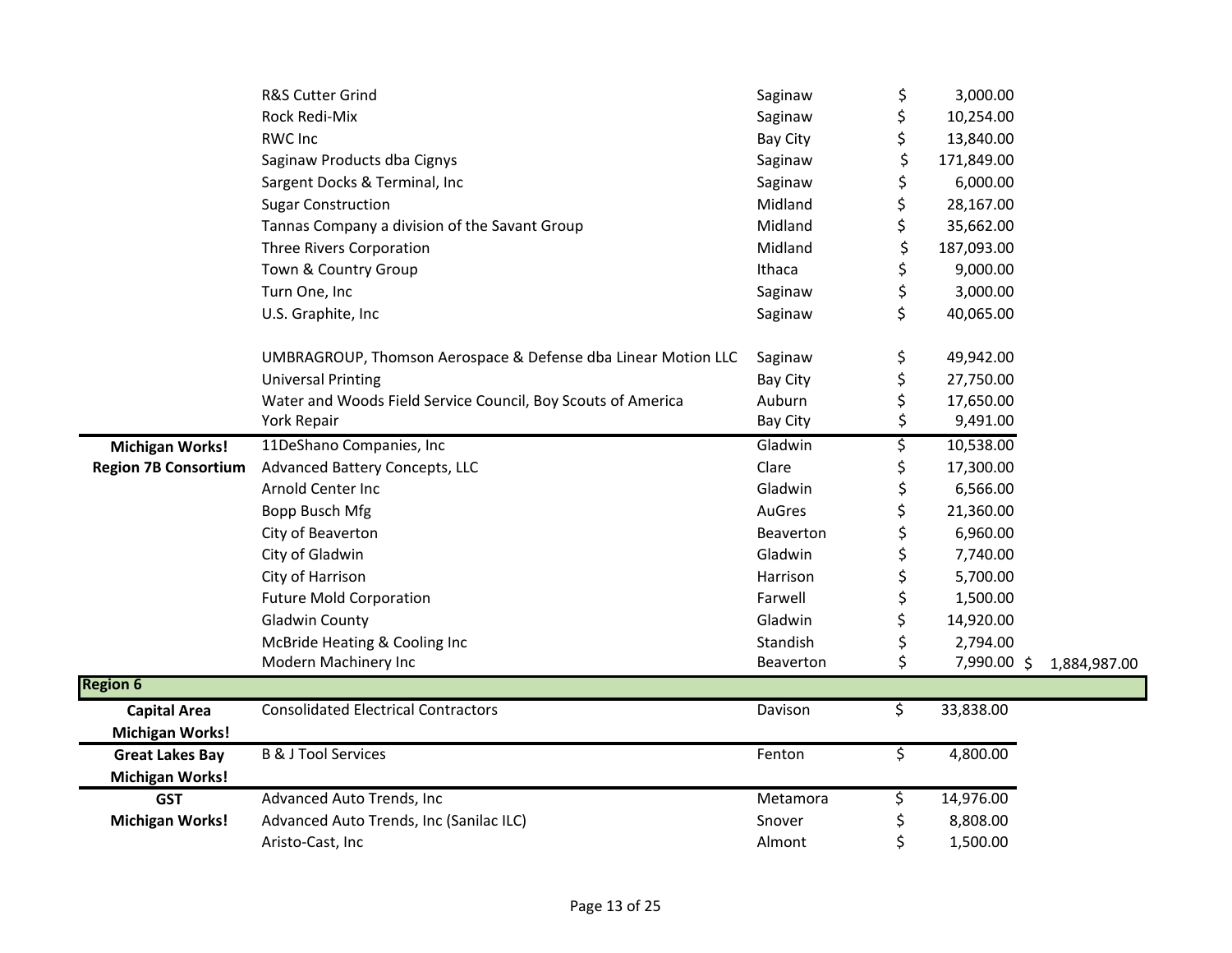| | | | | |
|---|---|---|---|---|
| | R&S Cutter Grind | Saginaw | $ 3,000.00 | |
| | Rock Redi-Mix | Saginaw | $ 10,254.00 | |
| | RWC Inc | Bay City | $ 13,840.00 | |
| | Saginaw Products dba Cignys | Saginaw | $ 171,849.00 | |
| | Sargent Docks & Terminal, Inc | Saginaw | $ 6,000.00 | |
| | Sugar Construction | Midland | $ 28,167.00 | |
| | Tannas Company a division of the Savant Group | Midland | $ 35,662.00 | |
| | Three Rivers Corporation | Midland | $ 187,093.00 | |
| | Town & Country Group | Ithaca | $ 9,000.00 | |
| | Turn One, Inc | Saginaw | $ 3,000.00 | |
| | U.S. Graphite, Inc | Saginaw | $ 40,065.00 | |
| | UMBRAGROUP, Thomson Aerospace & Defense dba Linear Motion LLC | Saginaw | $ 49,942.00 | |
| | Universal Printing | Bay City | $ 27,750.00 | |
| | Water and Woods Field Service Council, Boy Scouts of America | Auburn | $ 17,650.00 | |
| | York Repair | Bay City | $ 9,491.00 | |
| **Michigan Works! Region 7B Consortium** | 11DeShano Companies, Inc | Gladwin | $ 10,538.00 | |
| | Advanced Battery Concepts, LLC | Clare | $ 17,300.00 | |
| | Arnold Center Inc | Gladwin | $ 6,566.00 | |
| | Bopp Busch Mfg | AuGres | $ 21,360.00 | |
| | City of Beaverton | Beaverton | $ 6,960.00 | |
| | City of Gladwin | Gladwin | $ 7,740.00 | |
| | City of Harrison | Harrison | $ 5,700.00 | |
| | Future Mold Corporation | Farwell | $ 1,500.00 | |
| | Gladwin County | Gladwin | $ 14,920.00 | |
| | McBride Heating & Cooling Inc | Standish | $ 2,794.00 | |
| | Modern Machinery Inc | Beaverton | $ 7,990.00 | $ 1,884,987.00 |
| **Region 6** | | | | |
| **Capital Area Michigan Works!** | Consolidated Electrical Contractors | Davison | $ 33,838.00 | |
| **Great Lakes Bay Michigan Works!** | B & J Tool Services | Fenton | $ 4,800.00 | |
| **GST Michigan Works!** | Advanced Auto Trends, Inc | Metamora | $ 14,976.00 | |
| | Advanced Auto Trends, Inc (Sanilac ILC) | Snover | $ 8,808.00 | |
| | Aristo-Cast, Inc | Almont | $ 1,500.00 | |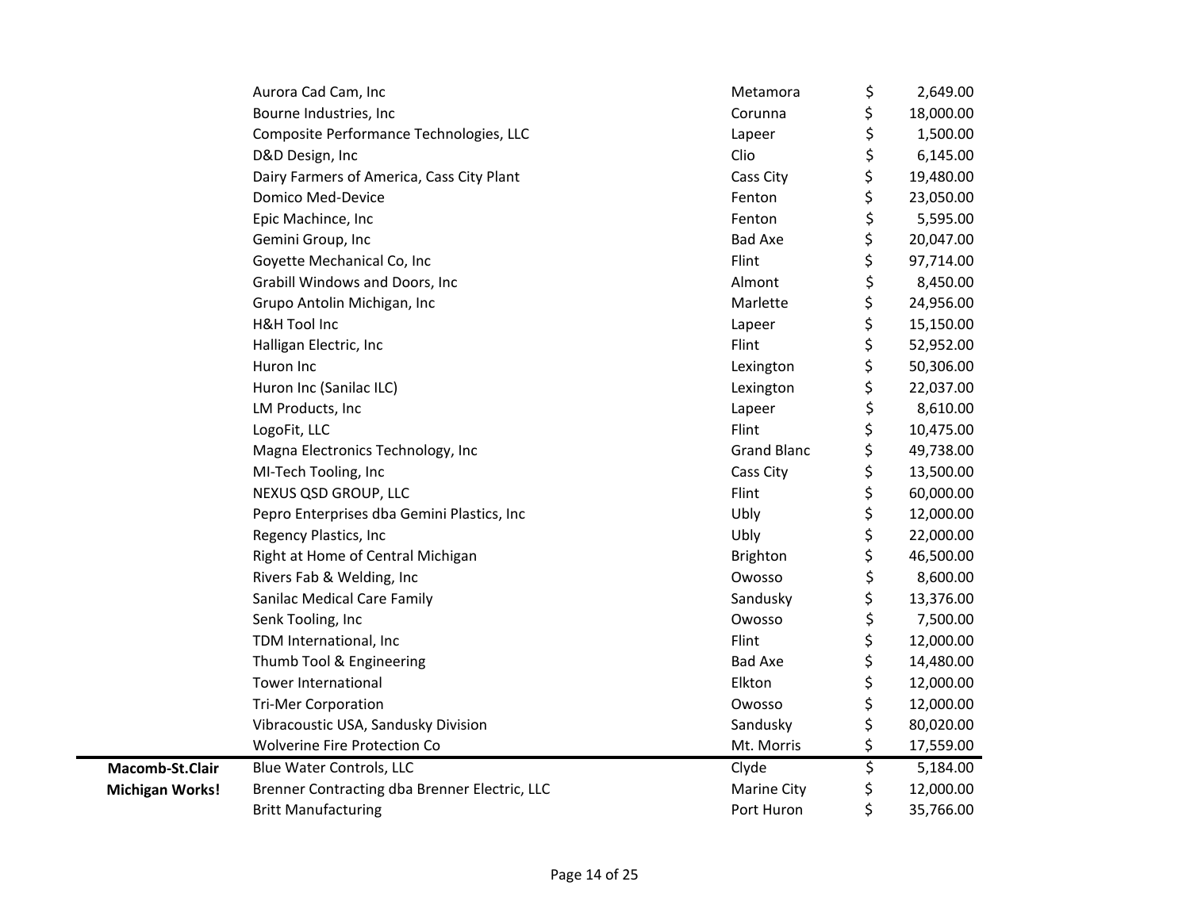| | | | |
|---|---|---|---|
| | Aurora Cad Cam, Inc | Metamora | $ 2,649.00 |
| | Bourne Industries, Inc | Corunna | $ 18,000.00 |
| | Composite Performance Technologies, LLC | Lapeer | $ 1,500.00 |
| | D&D Design, Inc | Clio | $ 6,145.00 |
| | Dairy Farmers of America, Cass City Plant | Cass City | $ 19,480.00 |
| | Domico Med-Device | Fenton | $ 23,050.00 |
| | Epic Machince, Inc | Fenton | $ 5,595.00 |
| | Gemini Group, Inc | Bad Axe | $ 20,047.00 |
| | Goyette Mechanical Co, Inc | Flint | $ 97,714.00 |
| | Grabill Windows and Doors, Inc | Almont | $ 8,450.00 |
| | Grupo Antolin Michigan, Inc | Marlette | $ 24,956.00 |
| | H&H Tool Inc | Lapeer | $ 15,150.00 |
| | Halligan Electric, Inc | Flint | $ 52,952.00 |
| | Huron Inc | Lexington | $ 50,306.00 |
| | Huron Inc (Sanilac ILC) | Lexington | $ 22,037.00 |
| | LM Products, Inc | Lapeer | $ 8,610.00 |
| | LogoFit, LLC | Flint | $ 10,475.00 |
| | Magna Electronics Technology, Inc | Grand Blanc | $ 49,738.00 |
| | MI-Tech Tooling, Inc | Cass City | $ 13,500.00 |
| | NEXUS QSD GROUP, LLC | Flint | $ 60,000.00 |
| | Pepro Enterprises dba Gemini Plastics, Inc | Ubly | $ 12,000.00 |
| | Regency Plastics, Inc | Ubly | $ 22,000.00 |
| | Right at Home of Central Michigan | Brighton | $ 46,500.00 |
| | Rivers Fab & Welding, Inc | Owosso | $ 8,600.00 |
| | Sanilac Medical Care Family | Sandusky | $ 13,376.00 |
| | Senk Tooling, Inc | Owosso | $ 7,500.00 |
| | TDM International, Inc | Flint | $ 12,000.00 |
| | Thumb Tool & Engineering | Bad Axe | $ 14,480.00 |
| | Tower International | Elkton | $ 12,000.00 |
| | Tri-Mer Corporation | Owosso | $ 12,000.00 |
| | Vibracoustic USA, Sandusky Division | Sandusky | $ 80,020.00 |
| | Wolverine Fire Protection Co | Mt. Morris | $ 17,559.00 |
| **Macomb-St.Clair Michigan Works!** | Blue Water Controls, LLC | Clyde | $ 5,184.00 |
| | Brenner Contracting dba Brenner Electric, LLC | Marine City | $ 12,000.00 |
| | Britt Manufacturing | Port Huron | $ 35,766.00 |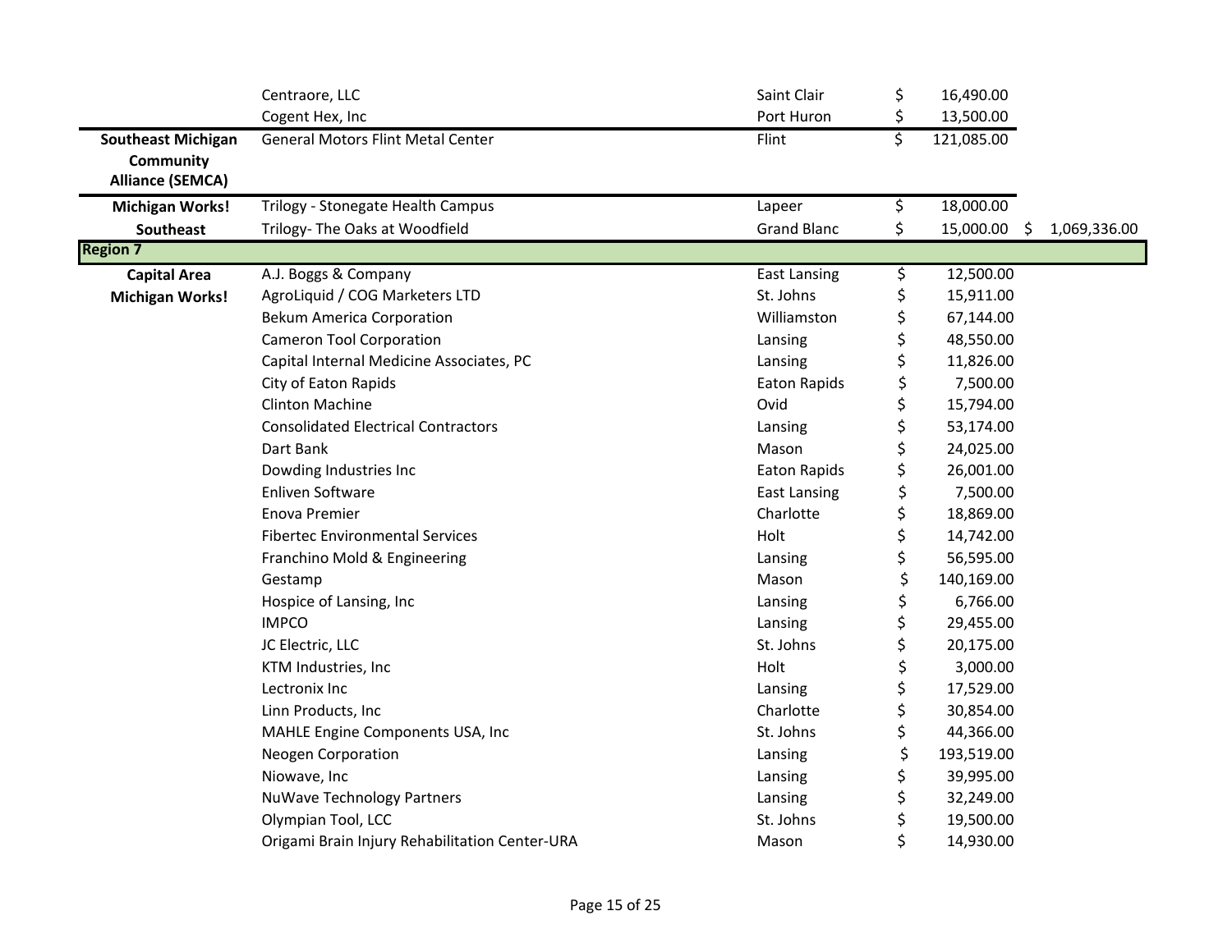| | | | | |
|---|---|---|---|---|
| | Centraore, LLC | Saint Clair | $ 16,490.00 | |
| | Cogent Hex, Inc | Port Huron | $ 13,500.00 | |
| **Southeast Michigan Community Alliance (SEMCA)** | General Motors Flint Metal Center | Flint | $ 121,085.00 | |
| **Michigan Works! Southeast** | Trilogy - Stonegate Health Campus | Lapeer | $ 18,000.00 | |
| | Trilogy- The Oaks at Woodfield | Grand Blanc | $ 15,000.00 | $ 1,069,336.00 |
| **Region 7** | | | | |
| **Capital Area Michigan Works!** | A.J. Boggs & Company | East Lansing | $ 12,500.00 | |
| | AgroLiquid / COG Marketers LTD | St. Johns | $ 15,911.00 | |
| | Bekum America Corporation | Williamston | $ 67,144.00 | |
| | Cameron Tool Corporation | Lansing | $ 48,550.00 | |
| | Capital Internal Medicine Associates, PC | Lansing | $ 11,826.00 | |
| | City of Eaton Rapids | Eaton Rapids | $ 7,500.00 | |
| | Clinton Machine | Ovid | $ 15,794.00 | |
| | Consolidated Electrical Contractors | Lansing | $ 53,174.00 | |
| | Dart Bank | Mason | $ 24,025.00 | |
| | Dowding Industries Inc | Eaton Rapids | $ 26,001.00 | |
| | Enliven Software | East Lansing | $ 7,500.00 | |
| | Enova Premier | Charlotte | $ 18,869.00 | |
| | Fibertec Environmental Services | Holt | $ 14,742.00 | |
| | Franchino Mold & Engineering | Lansing | $ 56,595.00 | |
| | Gestamp | Mason | $ 140,169.00 | |
| | Hospice of Lansing, Inc | Lansing | $ 6,766.00 | |
| | IMPCO | Lansing | $ 29,455.00 | |
| | JC Electric, LLC | St. Johns | $ 20,175.00 | |
| | KTM Industries, Inc | Holt | $ 3,000.00 | |
| | Lectronix Inc | Lansing | $ 17,529.00 | |
| | Linn Products, Inc | Charlotte | $ 30,854.00 | |
| | MAHLE Engine Components USA, Inc | St. Johns | $ 44,366.00 | |
| | Neogen Corporation | Lansing | $ 193,519.00 | |
| | Niowave, Inc | Lansing | $ 39,995.00 | |
| | NuWave Technology Partners | Lansing | $ 32,249.00 | |
| | Olympian Tool, LCC | St. Johns | $ 19,500.00 | |
| | Origami Brain Injury Rehabilitation Center-URA | Mason | $ 14,930.00 | |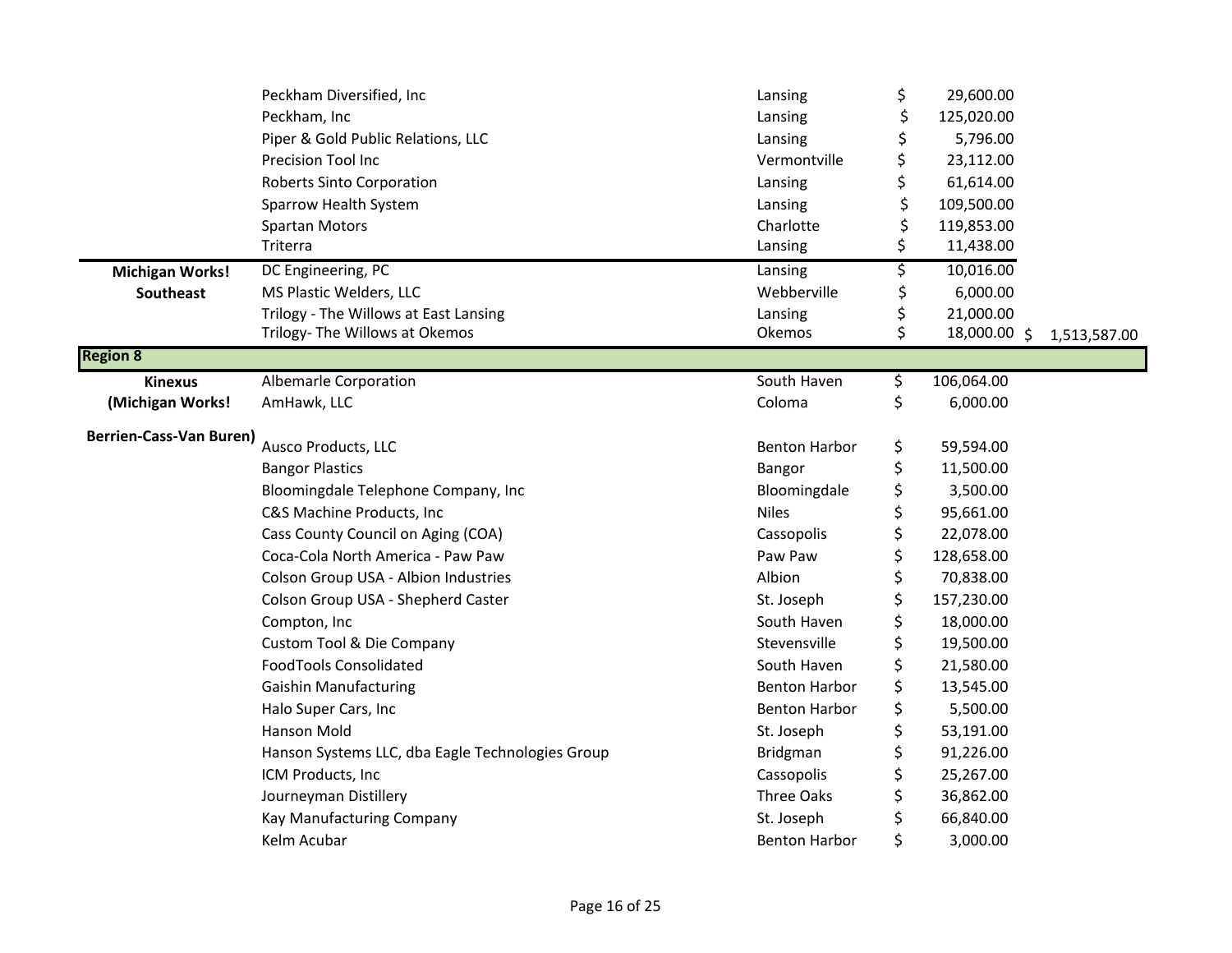| | | | | |
|---|---|---|---|---|
| | Peckham Diversified, Inc | Lansing | $ 29,600.00 | |
| | Peckham, Inc | Lansing | $ 125,020.00 | |
| | Piper & Gold Public Relations, LLC | Lansing | $ 5,796.00 | |
| | Precision Tool Inc | Vermontville | $ 23,112.00 | |
| | Roberts Sinto Corporation | Lansing | $ 61,614.00 | |
| | Sparrow Health System | Lansing | $ 109,500.00 | |
| | Spartan Motors | Charlotte | $ 119,853.00 | |
| | Triterra | Lansing | $ 11,438.00 | |
| **Michigan Works! Southeast** | DC Engineering, PC | Lansing | $ 10,016.00 | |
| | MS Plastic Welders, LLC | Webberville | $ 6,000.00 | |
| | Trilogy - The Willows at East Lansing | Lansing | $ 21,000.00 | |
| | Trilogy- The Willows at Okemos | Okemos | $ 18,000.00 | $ 1,513,587.00 |
| **Region 8** | | | | |
| **Kinexus (Michigan Works! Berrien-Cass-Van Buren)** | Albemarle Corporation | South Haven | $ 106,064.00 | |
| | AmHawk, LLC | Coloma | $ 6,000.00 | |
| | Ausco Products, LLC | Benton Harbor | $ 59,594.00 | |
| | Bangor Plastics | Bangor | $ 11,500.00 | |
| | Bloomingdale Telephone Company, Inc | Bloomingdale | $ 3,500.00 | |
| | C&S Machine Products, Inc | Niles | $ 95,661.00 | |
| | Cass County Council on Aging (COA) | Cassopolis | $ 22,078.00 | |
| | Coca-Cola North America - Paw Paw | Paw Paw | $ 128,658.00 | |
| | Colson Group USA - Albion Industries | Albion | $ 70,838.00 | |
| | Colson Group USA - Shepherd Caster | St. Joseph | $ 157,230.00 | |
| | Compton, Inc | South Haven | $ 18,000.00 | |
| | Custom Tool & Die Company | Stevensville | $ 19,500.00 | |
| | FoodTools Consolidated | South Haven | $ 21,580.00 | |
| | Gaishin Manufacturing | Benton Harbor | $ 13,545.00 | |
| | Halo Super Cars, Inc | Benton Harbor | $ 5,500.00 | |
| | Hanson Mold | St. Joseph | $ 53,191.00 | |
| | Hanson Systems LLC, dba Eagle Technologies Group | Bridgman | $ 91,226.00 | |
| | ICM Products, Inc | Cassopolis | $ 25,267.00 | |
| | Journeyman Distillery | Three Oaks | $ 36,862.00 | |
| | Kay Manufacturing Company | St. Joseph | $ 66,840.00 | |
| | Kelm Acubar | Benton Harbor | $ 3,000.00 | |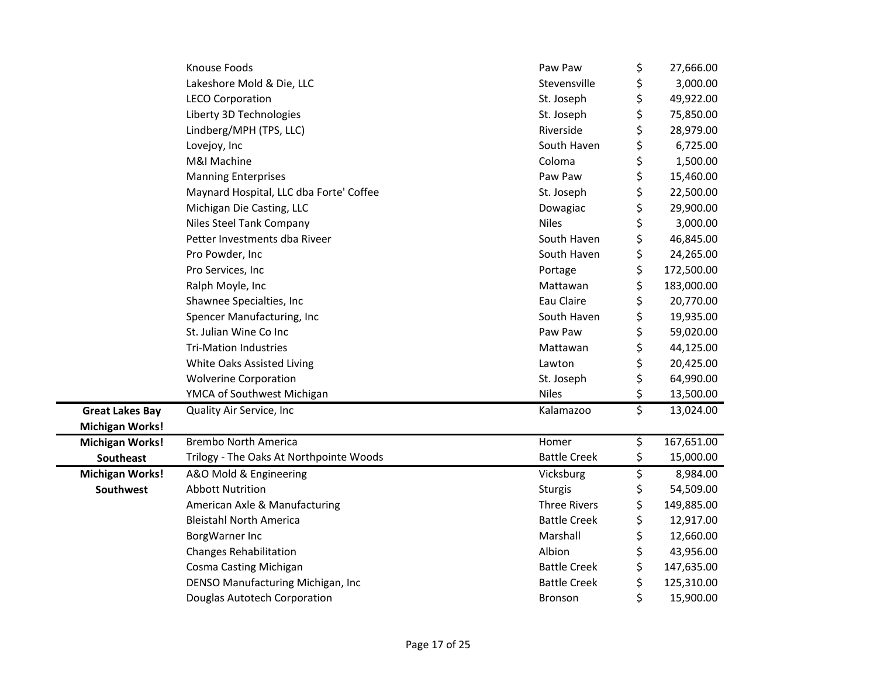| | | | |
|---|---|---|---|
| | Knouse Foods | Paw Paw | $ 27,666.00 |
| | Lakeshore Mold & Die, LLC | Stevensville | $ 3,000.00 |
| | LECO Corporation | St. Joseph | $ 49,922.00 |
| | Liberty 3D Technologies | St. Joseph | $ 75,850.00 |
| | Lindberg/MPH (TPS, LLC) | Riverside | $ 28,979.00 |
| | Lovejoy, Inc | South Haven | $ 6,725.00 |
| | M&I Machine | Coloma | $ 1,500.00 |
| | Manning Enterprises | Paw Paw | $ 15,460.00 |
| | Maynard Hospital, LLC dba Forte' Coffee | St. Joseph | $ 22,500.00 |
| | Michigan Die Casting, LLC | Dowagiac | $ 29,900.00 |
| | Niles Steel Tank Company | Niles | $ 3,000.00 |
| | Petter Investments dba Riveer | South Haven | $ 46,845.00 |
| | Pro Powder, Inc | South Haven | $ 24,265.00 |
| | Pro Services, Inc | Portage | $ 172,500.00 |
| | Ralph Moyle, Inc | Mattawan | $ 183,000.00 |
| | Shawnee Specialties, Inc | Eau Claire | $ 20,770.00 |
| | Spencer Manufacturing, Inc | South Haven | $ 19,935.00 |
| | St. Julian Wine Co Inc | Paw Paw | $ 59,020.00 |
| | Tri-Mation Industries | Mattawan | $ 44,125.00 |
| | White Oaks Assisted Living | Lawton | $ 20,425.00 |
| | Wolverine Corporation | St. Joseph | $ 64,990.00 |
| | YMCA of Southwest Michigan | Niles | $ 13,500.00 |
| **Great Lakes Bay Michigan Works!** | Quality Air Service, Inc | Kalamazoo | $ 13,024.00 |
| **Michigan Works! Southeast** | Brembo North America | Homer | $ 167,651.00 |
| | Trilogy - The Oaks At Northpointe Woods | Battle Creek | $ 15,000.00 |
| **Michigan Works! Southwest** | A&O Mold & Engineering | Vicksburg | $ 8,984.00 |
| | Abbott Nutrition | Sturgis | $ 54,509.00 |
| | American Axle & Manufacturing | Three Rivers | $ 149,885.00 |
| | Bleistahl North America | Battle Creek | $ 12,917.00 |
| | BorgWarner Inc | Marshall | $ 12,660.00 |
| | Changes Rehabilitation | Albion | $ 43,956.00 |
| | Cosma Casting Michigan | Battle Creek | $ 147,635.00 |
| | DENSO Manufacturing Michigan, Inc | Battle Creek | $ 125,310.00 |
| | Douglas Autotech Corporation | Bronson | $ 15,900.00 |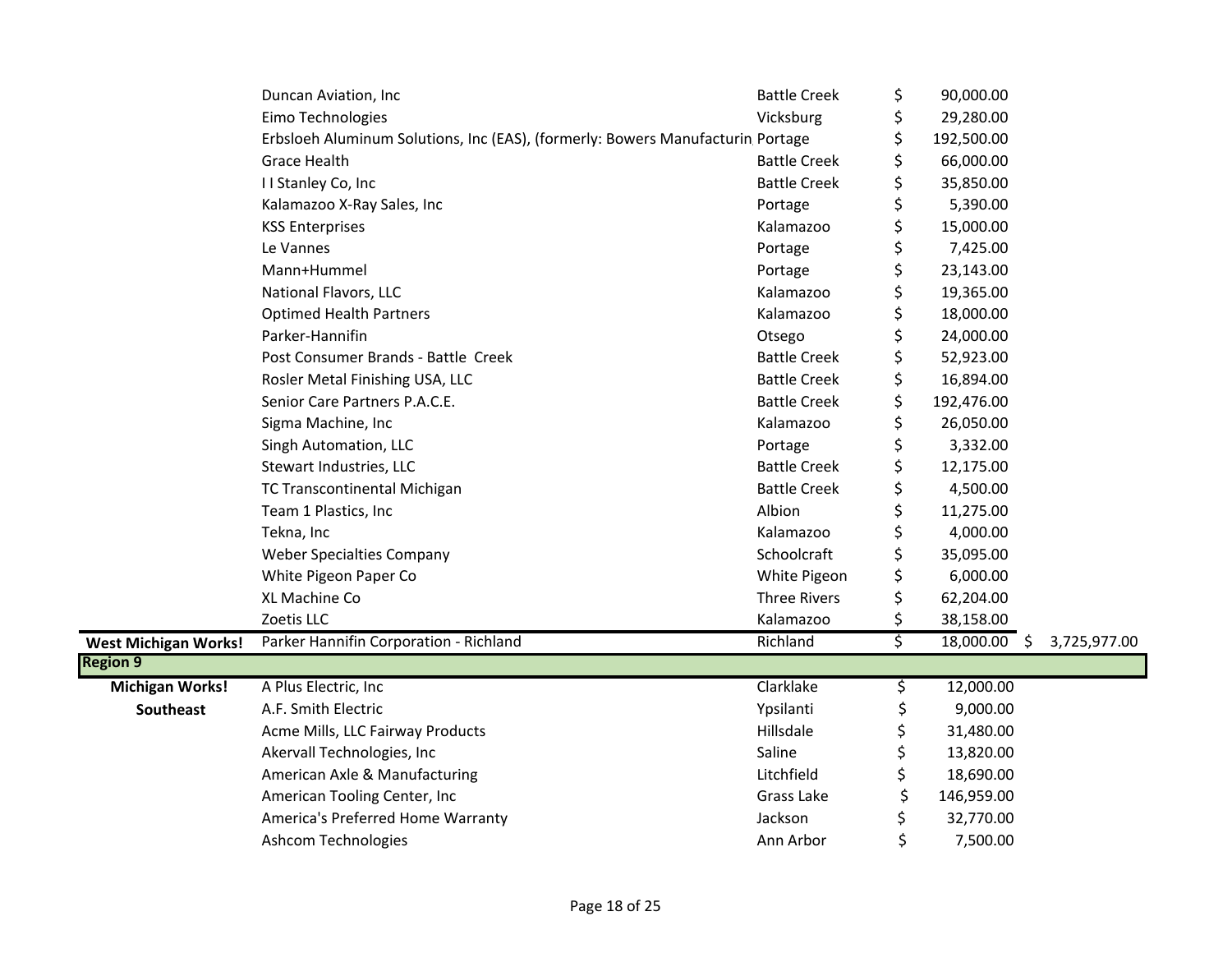| | | | | |
|---|---|---|---|---|
| | Duncan Aviation, Inc | Battle Creek | $ 90,000.00 | |
| | Eimo Technologies | Vicksburg | $ 29,280.00 | |
| | Erbsloeh Aluminum Solutions, Inc (EAS), (formerly: Bowers Manufacturin | Portage | $ 192,500.00 | |
| | Grace Health | Battle Creek | $ 66,000.00 | |
| | I I Stanley Co, Inc | Battle Creek | $ 35,850.00 | |
| | Kalamazoo X-Ray Sales, Inc | Portage | $ 5,390.00 | |
| | KSS Enterprises | Kalamazoo | $ 15,000.00 | |
| | Le Vannes | Portage | $ 7,425.00 | |
| | Mann+Hummel | Portage | $ 23,143.00 | |
| | National Flavors, LLC | Kalamazoo | $ 19,365.00 | |
| | Optimed Health Partners | Kalamazoo | $ 18,000.00 | |
| | Parker-Hannifin | Otsego | $ 24,000.00 | |
| | Post Consumer Brands - Battle Creek | Battle Creek | $ 52,923.00 | |
| | Rosler Metal Finishing USA, LLC | Battle Creek | $ 16,894.00 | |
| | Senior Care Partners P.A.C.E. | Battle Creek | $ 192,476.00 | |
| | Sigma Machine, Inc | Kalamazoo | $ 26,050.00 | |
| | Singh Automation, LLC | Portage | $ 3,332.00 | |
| | Stewart Industries, LLC | Battle Creek | $ 12,175.00 | |
| | TC Transcontinental Michigan | Battle Creek | $ 4,500.00 | |
| | Team 1 Plastics, Inc | Albion | $ 11,275.00 | |
| | Tekna, Inc | Kalamazoo | $ 4,000.00 | |
| | Weber Specialties Company | Schoolcraft | $ 35,095.00 | |
| | White Pigeon Paper Co | White Pigeon | $ 6,000.00 | |
| | XL Machine Co | Three Rivers | $ 62,204.00 | |
| | Zoetis LLC | Kalamazoo | $ 38,158.00 | |
| **West Michigan Works!** | Parker Hannifin Corporation - Richland | Richland | $ 18,000.00 | $ 3,725,977.00 |
| **Region 9** | | | | |
| **Michigan Works! Southeast** | A Plus Electric, Inc | Clarklake | $ 12,000.00 | |
| | A.F. Smith Electric | Ypsilanti | $ 9,000.00 | |
| | Acme Mills, LLC Fairway Products | Hillsdale | $ 31,480.00 | |
| | Akervall Technologies, Inc | Saline | $ 13,820.00 | |
| | American Axle & Manufacturing | Litchfield | $ 18,690.00 | |
| | American Tooling Center, Inc | Grass Lake | $ 146,959.00 | |
| | America's Preferred Home Warranty | Jackson | $ 32,770.00 | |
| | Ashcom Technologies | Ann Arbor | $ 7,500.00 | |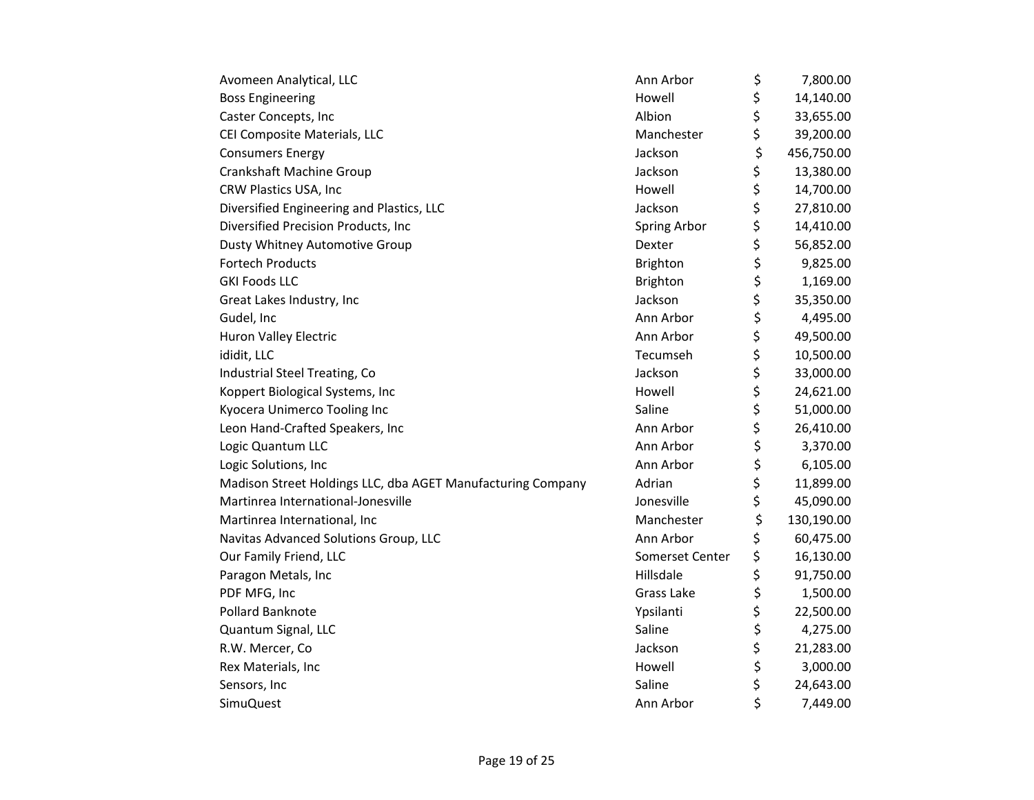| | | |
|---|---|---|
| Avomeen Analytical, LLC | Ann Arbor | $ 7,800.00 |
| Boss Engineering | Howell | $ 14,140.00 |
| Caster Concepts, Inc | Albion | $ 33,655.00 |
| CEI Composite Materials, LLC | Manchester | $ 39,200.00 |
| Consumers Energy | Jackson | $ 456,750.00 |
| Crankshaft Machine Group | Jackson | $ 13,380.00 |
| CRW Plastics USA, Inc | Howell | $ 14,700.00 |
| Diversified Engineering and Plastics, LLC | Jackson | $ 27,810.00 |
| Diversified Precision Products, Inc | Spring Arbor | $ 14,410.00 |
| Dusty Whitney Automotive Group | Dexter | $ 56,852.00 |
| Fortech Products | Brighton | $ 9,825.00 |
| GKI Foods LLC | Brighton | $ 1,169.00 |
| Great Lakes Industry, Inc | Jackson | $ 35,350.00 |
| Gudel, Inc | Ann Arbor | $ 4,495.00 |
| Huron Valley Electric | Ann Arbor | $ 49,500.00 |
| ididit, LLC | Tecumseh | $ 10,500.00 |
| Industrial Steel Treating, Co | Jackson | $ 33,000.00 |
| Koppert Biological Systems, Inc | Howell | $ 24,621.00 |
| Kyocera Unimerco Tooling Inc | Saline | $ 51,000.00 |
| Leon Hand-Crafted Speakers, Inc | Ann Arbor | $ 26,410.00 |
| Logic Quantum LLC | Ann Arbor | $ 3,370.00 |
| Logic Solutions, Inc | Ann Arbor | $ 6,105.00 |
| Madison Street Holdings LLC, dba AGET Manufacturing Company | Adrian | $ 11,899.00 |
| Martinrea International-Jonesville | Jonesville | $ 45,090.00 |
| Martinrea International, Inc | Manchester | $ 130,190.00 |
| Navitas Advanced Solutions Group, LLC | Ann Arbor | $ 60,475.00 |
| Our Family Friend, LLC | Somerset Center | $ 16,130.00 |
| Paragon Metals, Inc | Hillsdale | $ 91,750.00 |
| PDF MFG, Inc | Grass Lake | $ 1,500.00 |
| Pollard Banknote | Ypsilanti | $ 22,500.00 |
| Quantum Signal, LLC | Saline | $ 4,275.00 |
| R.W. Mercer, Co | Jackson | $ 21,283.00 |
| Rex Materials, Inc | Howell | $ 3,000.00 |
| Sensors, Inc | Saline | $ 24,643.00 |
| SimuQuest | Ann Arbor | $ 7,449.00 |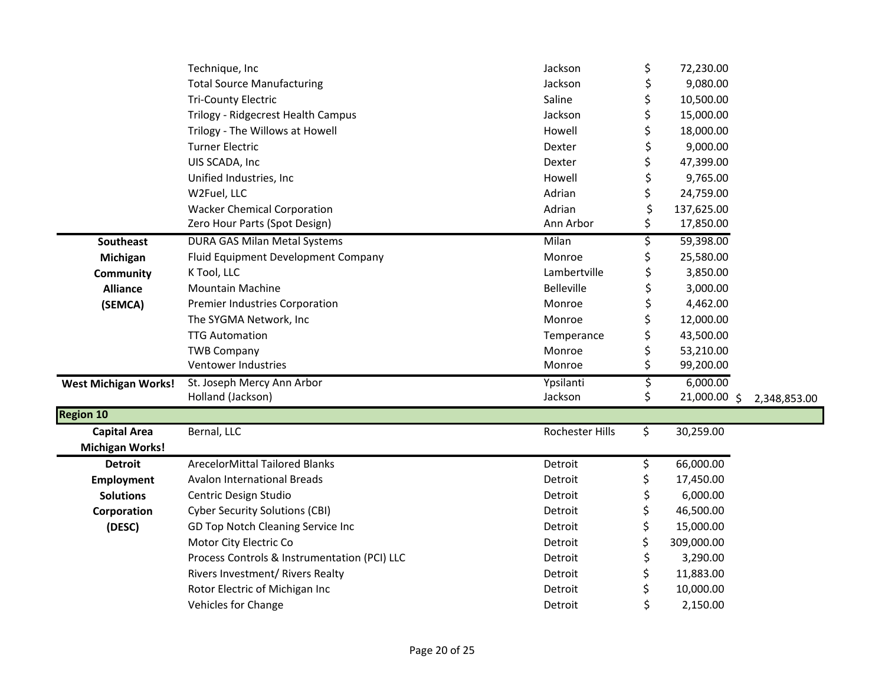| | | | | |
|---|---|---|---|---|
| | Technique, Inc | Jackson | $ 72,230.00 | |
| | Total Source Manufacturing | Jackson | $ 9,080.00 | |
| | Tri-County Electric | Saline | $ 10,500.00 | |
| | Trilogy - Ridgecrest Health Campus | Jackson | $ 15,000.00 | |
| | Trilogy - The Willows at Howell | Howell | $ 18,000.00 | |
| | Turner Electric | Dexter | $ 9,000.00 | |
| | UIS SCADA, Inc | Dexter | $ 47,399.00 | |
| | Unified Industries, Inc | Howell | $ 9,765.00 | |
| | W2Fuel, LLC | Adrian | $ 24,759.00 | |
| | Wacker Chemical Corporation | Adrian | $ 137,625.00 | |
| | Zero Hour Parts (Spot Design) | Ann Arbor | $ 17,850.00 | |
| **Southeast Michigan Community Alliance (SEMCA)** | DURA GAS Milan Metal Systems | Milan | $ 59,398.00 | |
| | Fluid Equipment Development Company | Monroe | $ 25,580.00 | |
| | K Tool, LLC | Lambertville | $ 3,850.00 | |
| | Mountain Machine | Belleville | $ 3,000.00 | |
| | Premier Industries Corporation | Monroe | $ 4,462.00 | |
| | The SYGMA Network, Inc | Monroe | $ 12,000.00 | |
| | TTG Automation | Temperance | $ 43,500.00 | |
| | TWB Company | Monroe | $ 53,210.00 | |
| | Ventower Industries | Monroe | $ 99,200.00 | |
| **West Michigan Works!** | St. Joseph Mercy Ann Arbor | Ypsilanti | $ 6,000.00 | |
| | Holland (Jackson) | Jackson | $ 21,000.00 | $ 2,348,853.00 |
| **Region 10** | | | | |
| **Capital Area Michigan Works!** | Bernal, LLC | Rochester Hills | $ 30,259.00 | |
| **Detroit Employment Solutions Corporation (DESC)** | ArecelorMittal Tailored Blanks | Detroit | $ 66,000.00 | |
| | Avalon International Breads | Detroit | $ 17,450.00 | |
| | Centric Design Studio | Detroit | $ 6,000.00 | |
| | Cyber Security Solutions (CBI) | Detroit | $ 46,500.00 | |
| | GD Top Notch Cleaning Service Inc | Detroit | $ 15,000.00 | |
| | Motor City Electric Co | Detroit | $ 309,000.00 | |
| | Process Controls & Instrumentation (PCI) LLC | Detroit | $ 3,290.00 | |
| | Rivers Investment/ Rivers Realty | Detroit | $ 11,883.00 | |
| | Rotor Electric of Michigan Inc | Detroit | $ 10,000.00 | |
| | Vehicles for Change | Detroit | $ 2,150.00 | |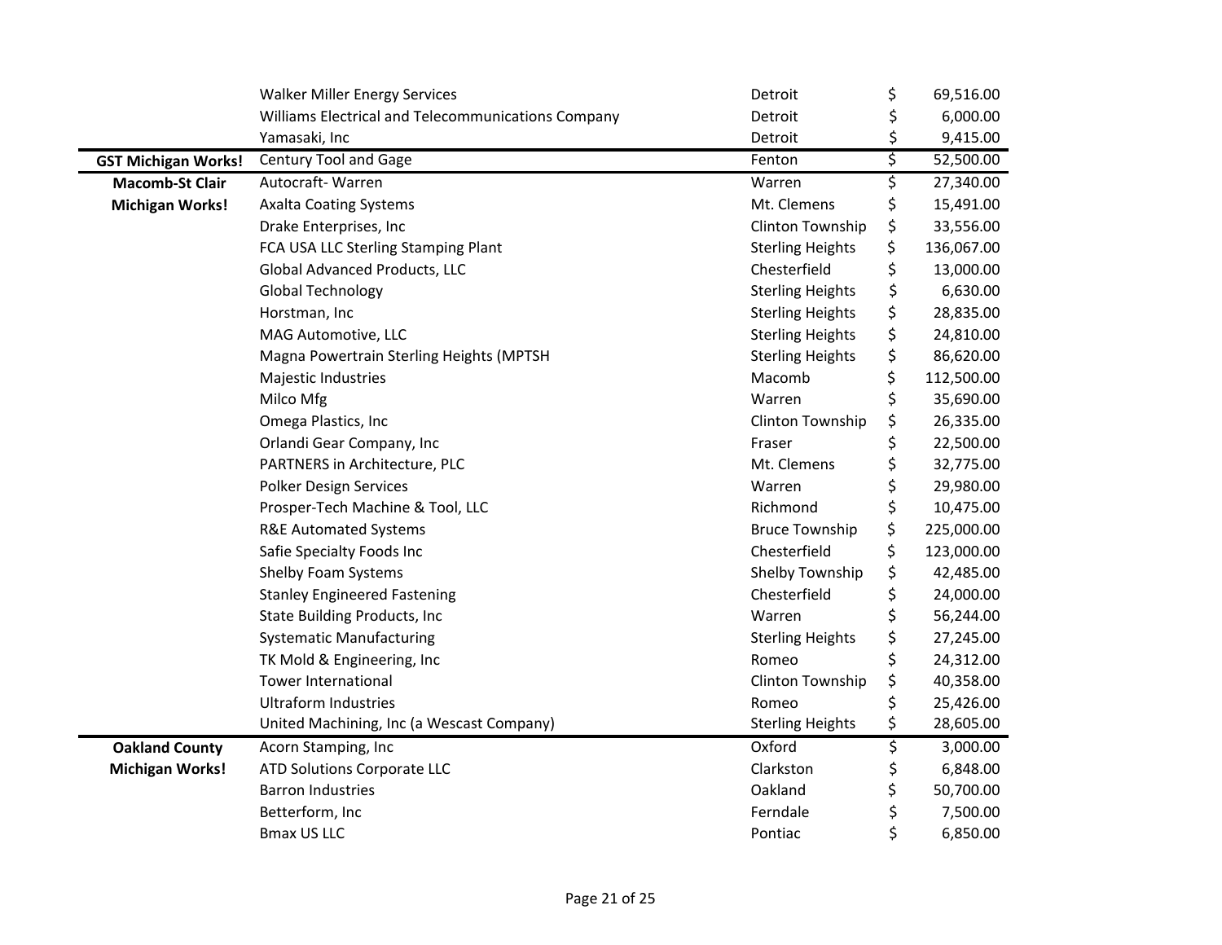| | | | |
|---|---|---|---|
| | Walker Miller Energy Services | Detroit | $ 69,516.00 |
| | Williams Electrical and Telecommunications Company | Detroit | $ 6,000.00 |
| | Yamasaki, Inc | Detroit | $ 9,415.00 |
| **GST Michigan Works!** | Century Tool and Gage | Fenton | $ 52,500.00 |
| **Macomb-St Clair Michigan Works!** | Autocraft- Warren | Warren | $ 27,340.00 |
| | Axalta Coating Systems | Mt. Clemens | $ 15,491.00 |
| | Drake Enterprises, Inc | Clinton Township | $ 33,556.00 |
| | FCA USA LLC Sterling Stamping Plant | Sterling Heights | $ 136,067.00 |
| | Global Advanced Products, LLC | Chesterfield | $ 13,000.00 |
| | Global Technology | Sterling Heights | $ 6,630.00 |
| | Horstman, Inc | Sterling Heights | $ 28,835.00 |
| | MAG Automotive, LLC | Sterling Heights | $ 24,810.00 |
| | Magna Powertrain Sterling Heights (MPTSH | Sterling Heights | $ 86,620.00 |
| | Majestic Industries | Macomb | $ 112,500.00 |
| | Milco Mfg | Warren | $ 35,690.00 |
| | Omega Plastics, Inc | Clinton Township | $ 26,335.00 |
| | Orlandi Gear Company, Inc | Fraser | $ 22,500.00 |
| | PARTNERS in Architecture, PLC | Mt. Clemens | $ 32,775.00 |
| | Polker Design Services | Warren | $ 29,980.00 |
| | Prosper-Tech Machine & Tool, LLC | Richmond | $ 10,475.00 |
| | R&E Automated Systems | Bruce Township | $ 225,000.00 |
| | Safie Specialty Foods Inc | Chesterfield | $ 123,000.00 |
| | Shelby Foam Systems | Shelby Township | $ 42,485.00 |
| | Stanley Engineered Fastening | Chesterfield | $ 24,000.00 |
| | State Building Products, Inc | Warren | $ 56,244.00 |
| | Systematic Manufacturing | Sterling Heights | $ 27,245.00 |
| | TK Mold & Engineering, Inc | Romeo | $ 24,312.00 |
| | Tower International | Clinton Township | $ 40,358.00 |
| | Ultraform Industries | Romeo | $ 25,426.00 |
| | United Machining, Inc (a Wescast Company) | Sterling Heights | $ 28,605.00 |
| **Oakland County Michigan Works!** | Acorn Stamping, Inc | Oxford | $ 3,000.00 |
| | ATD Solutions Corporate LLC | Clarkston | $ 6,848.00 |
| | Barron Industries | Oakland | $ 50,700.00 |
| | Betterform, Inc | Ferndale | $ 7,500.00 |
| | Bmax US LLC | Pontiac | $ 6,850.00 |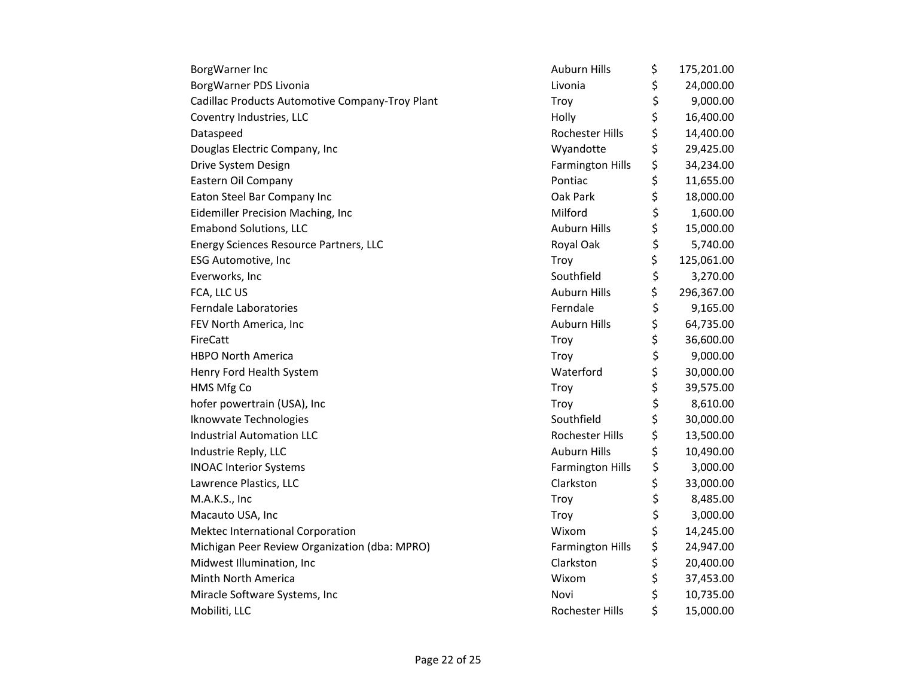| | | | |
|---|---|---|---|
| BorgWarner Inc | Auburn Hills | $ | 175,201.00 |
| BorgWarner PDS Livonia | Livonia | $ | 24,000.00 |
| Cadillac Products Automotive Company-Troy Plant | Troy | $ | 9,000.00 |
| Coventry Industries, LLC | Holly | $ | 16,400.00 |
| Dataspeed | Rochester Hills | $ | 14,400.00 |
| Douglas Electric Company, Inc | Wyandotte | $ | 29,425.00 |
| Drive System Design | Farmington Hills | $ | 34,234.00 |
| Eastern Oil Company | Pontiac | $ | 11,655.00 |
| Eaton Steel Bar Company Inc | Oak Park | $ | 18,000.00 |
| Eidemiller Precision Maching, Inc | Milford | $ | 1,600.00 |
| Emabond Solutions, LLC | Auburn Hills | $ | 15,000.00 |
| Energy Sciences Resource Partners, LLC | Royal Oak | $ | 5,740.00 |
| ESG Automotive, Inc | Troy | $ | 125,061.00 |
| Everworks, Inc | Southfield | $ | 3,270.00 |
| FCA, LLC US | Auburn Hills | $ | 296,367.00 |
| Ferndale Laboratories | Ferndale | $ | 9,165.00 |
| FEV North America, Inc | Auburn Hills | $ | 64,735.00 |
| FireCatt | Troy | $ | 36,600.00 |
| HBPO North America | Troy | $ | 9,000.00 |
| Henry Ford Health System | Waterford | $ | 30,000.00 |
| HMS Mfg Co | Troy | $ | 39,575.00 |
| hofer powertrain (USA), Inc | Troy | $ | 8,610.00 |
| Iknowvate Technologies | Southfield | $ | 30,000.00 |
| Industrial Automation LLC | Rochester Hills | $ | 13,500.00 |
| Industrie Reply, LLC | Auburn Hills | $ | 10,490.00 |
| INOAC Interior Systems | Farmington Hills | $ | 3,000.00 |
| Lawrence Plastics, LLC | Clarkston | $ | 33,000.00 |
| M.A.K.S., Inc | Troy | $ | 8,485.00 |
| Macauto USA, Inc | Troy | $ | 3,000.00 |
| Mektec International Corporation | Wixom | $ | 14,245.00 |
| Michigan Peer Review Organization (dba: MPRO) | Farmington Hills | $ | 24,947.00 |
| Midwest Illumination, Inc | Clarkston | $ | 20,400.00 |
| Minth North America | Wixom | $ | 37,453.00 |
| Miracle Software Systems, Inc | Novi | $ | 10,735.00 |
| Mobiliti, LLC | Rochester Hills | $ | 15,000.00 |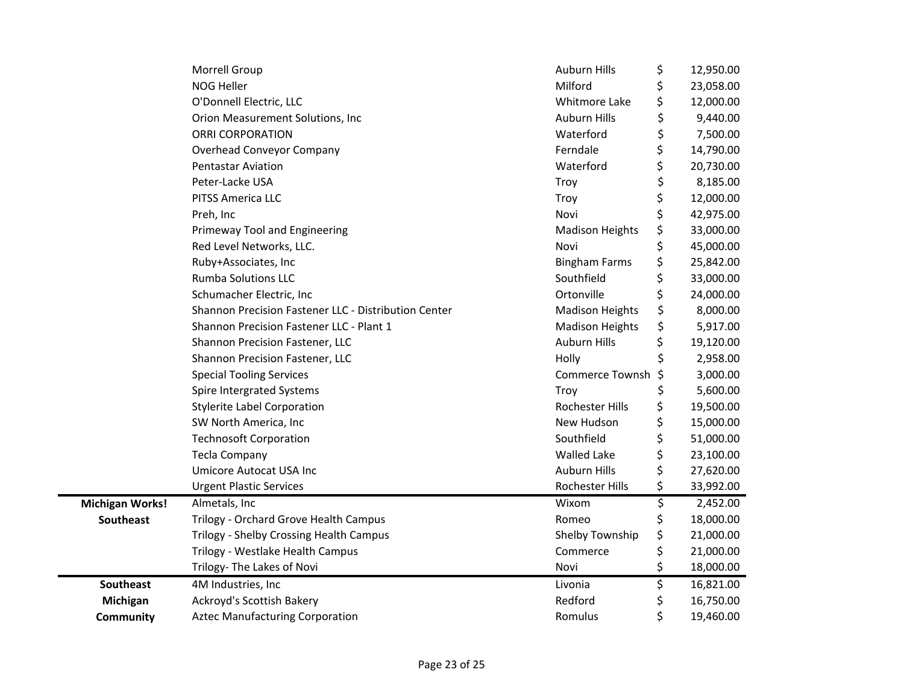| | | | |
|---|---|---|---|
| | Morrell Group | Auburn Hills | $ 12,950.00 |
| | NOG Heller | Milford | $ 23,058.00 |
| | O'Donnell Electric, LLC | Whitmore Lake | $ 12,000.00 |
| | Orion Measurement Solutions, Inc | Auburn Hills | $ 9,440.00 |
| | ORRI CORPORATION | Waterford | $ 7,500.00 |
| | Overhead Conveyor Company | Ferndale | $ 14,790.00 |
| | Pentastar Aviation | Waterford | $ 20,730.00 |
| | Peter-Lacke USA | Troy | $ 8,185.00 |
| | PITSS America LLC | Troy | $ 12,000.00 |
| | Preh, Inc | Novi | $ 42,975.00 |
| | Primeway Tool and Engineering | Madison Heights | $ 33,000.00 |
| | Red Level Networks, LLC. | Novi | $ 45,000.00 |
| | Ruby+Associates, Inc | Bingham Farms | $ 25,842.00 |
| | Rumba Solutions LLC | Southfield | $ 33,000.00 |
| | Schumacher Electric, Inc | Ortonville | $ 24,000.00 |
| | Shannon Precision Fastener LLC - Distribution Center | Madison Heights | $ 8,000.00 |
| | Shannon Precision Fastener LLC - Plant 1 | Madison Heights | $ 5,917.00 |
| | Shannon Precision Fastener, LLC | Auburn Hills | $ 19,120.00 |
| | Shannon Precision Fastener, LLC | Holly | $ 2,958.00 |
| | Special Tooling Services | Commerce Townsh | $ 3,000.00 |
| | Spire Intergrated Systems | Troy | $ 5,600.00 |
| | Stylerite Label Corporation | Rochester Hills | $ 19,500.00 |
| | SW North America, Inc | New Hudson | $ 15,000.00 |
| | Technosoft Corporation | Southfield | $ 51,000.00 |
| | Tecla Company | Walled Lake | $ 23,100.00 |
| | Umicore Autocat USA Inc | Auburn Hills | $ 27,620.00 |
| | Urgent Plastic Services | Rochester Hills | $ 33,992.00 |
| **Michigan Works! Southeast** | Almetals, Inc | Wixom | $ 2,452.00 |
| | Trilogy - Orchard Grove Health Campus | Romeo | $ 18,000.00 |
| | Trilogy - Shelby Crossing Health Campus | Shelby Township | $ 21,000.00 |
| | Trilogy - Westlake Health Campus | Commerce | $ 21,000.00 |
| | Trilogy- The Lakes of Novi | Novi | $ 18,000.00 |
| **Southeast Michigan Community** | 4M Industries, Inc | Livonia | $ 16,821.00 |
| | Ackroyd's Scottish Bakery | Redford | $ 16,750.00 |
| | Aztec Manufacturing Corporation | Romulus | $ 19,460.00 |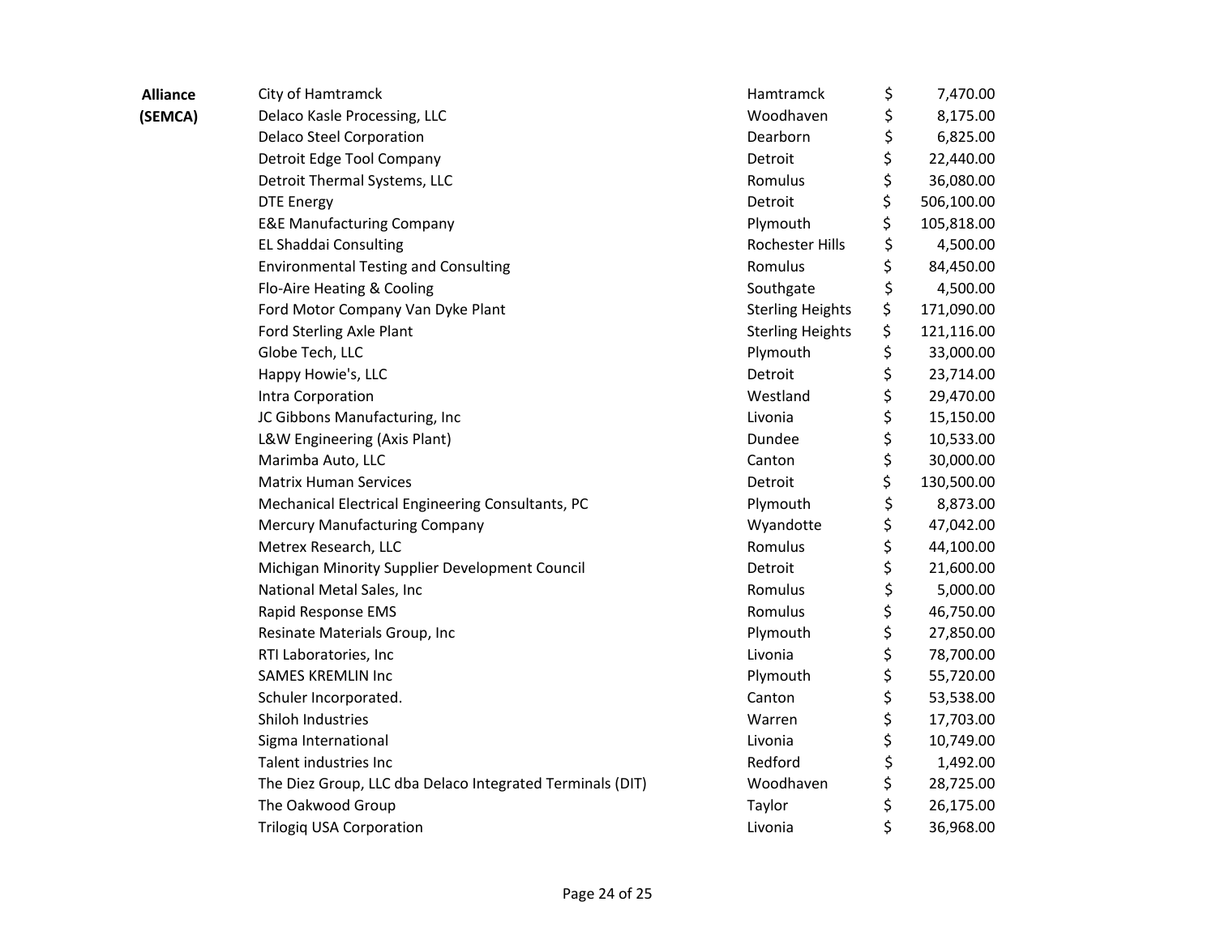| | | | |
|---|---|---|---|
| **Alliance (SEMCA)** | City of Hamtramck | Hamtramck | $ 7,470.00 |
| | Delaco Kasle Processing, LLC | Woodhaven | $ 8,175.00 |
| | Delaco Steel Corporation | Dearborn | $ 6,825.00 |
| | Detroit Edge Tool Company | Detroit | $ 22,440.00 |
| | Detroit Thermal Systems, LLC | Romulus | $ 36,080.00 |
| | DTE Energy | Detroit | $ 506,100.00 |
| | E&E Manufacturing Company | Plymouth | $ 105,818.00 |
| | EL Shaddai Consulting | Rochester Hills | $ 4,500.00 |
| | Environmental Testing and Consulting | Romulus | $ 84,450.00 |
| | Flo-Aire Heating & Cooling | Southgate | $ 4,500.00 |
| | Ford Motor Company Van Dyke Plant | Sterling Heights | $ 171,090.00 |
| | Ford Sterling Axle Plant | Sterling Heights | $ 121,116.00 |
| | Globe Tech, LLC | Plymouth | $ 33,000.00 |
| | Happy Howie's, LLC | Detroit | $ 23,714.00 |
| | Intra Corporation | Westland | $ 29,470.00 |
| | JC Gibbons Manufacturing, Inc | Livonia | $ 15,150.00 |
| | L&W Engineering (Axis Plant) | Dundee | $ 10,533.00 |
| | Marimba Auto, LLC | Canton | $ 30,000.00 |
| | Matrix Human Services | Detroit | $ 130,500.00 |
| | Mechanical Electrical Engineering Consultants, PC | Plymouth | $ 8,873.00 |
| | Mercury Manufacturing Company | Wyandotte | $ 47,042.00 |
| | Metrex Research, LLC | Romulus | $ 44,100.00 |
| | Michigan Minority Supplier Development Council | Detroit | $ 21,600.00 |
| | National Metal Sales, Inc | Romulus | $ 5,000.00 |
| | Rapid Response EMS | Romulus | $ 46,750.00 |
| | Resinate Materials Group, Inc | Plymouth | $ 27,850.00 |
| | RTI Laboratories, Inc | Livonia | $ 78,700.00 |
| | SAMES KREMLIN Inc | Plymouth | $ 55,720.00 |
| | Schuler Incorporated. | Canton | $ 53,538.00 |
| | Shiloh Industries | Warren | $ 17,703.00 |
| | Sigma International | Livonia | $ 10,749.00 |
| | Talent industries Inc | Redford | $ 1,492.00 |
| | The Diez Group, LLC dba Delaco Integrated Terminals (DIT) | Woodhaven | $ 28,725.00 |
| | The Oakwood Group | Taylor | $ 26,175.00 |
| | Trilogiq USA Corporation | Livonia | $ 36,968.00 |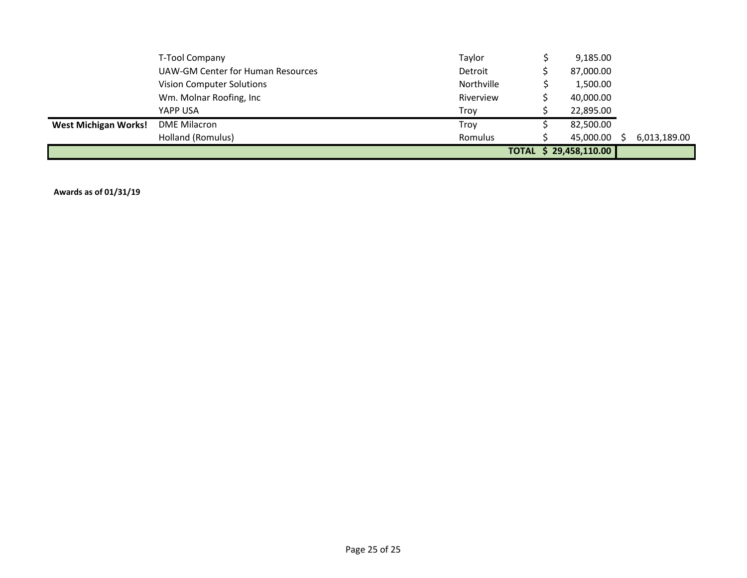| | | | | |
|---|---|---|---|---|
| | T-Tool Company | Taylor | $ 9,185.00 | |
| | UAW-GM Center for Human Resources | Detroit | $ 87,000.00 | |
| | Vision Computer Solutions | Northville | $ 1,500.00 | |
| | Wm. Molnar Roofing, Inc | Riverview | $ 40,000.00 | |
| | YAPP USA | Troy | $ 22,895.00 | |
| **West Michigan Works!** | DME Milacron | Troy | $ 82,500.00 | |
| | Holland (Romulus) | Romulus | $ 45,000.00 | $ 6,013,189.00 |
| | | **TOTAL** | **$ 29,458,110.00** | |

**Awards as of 01/31/19**